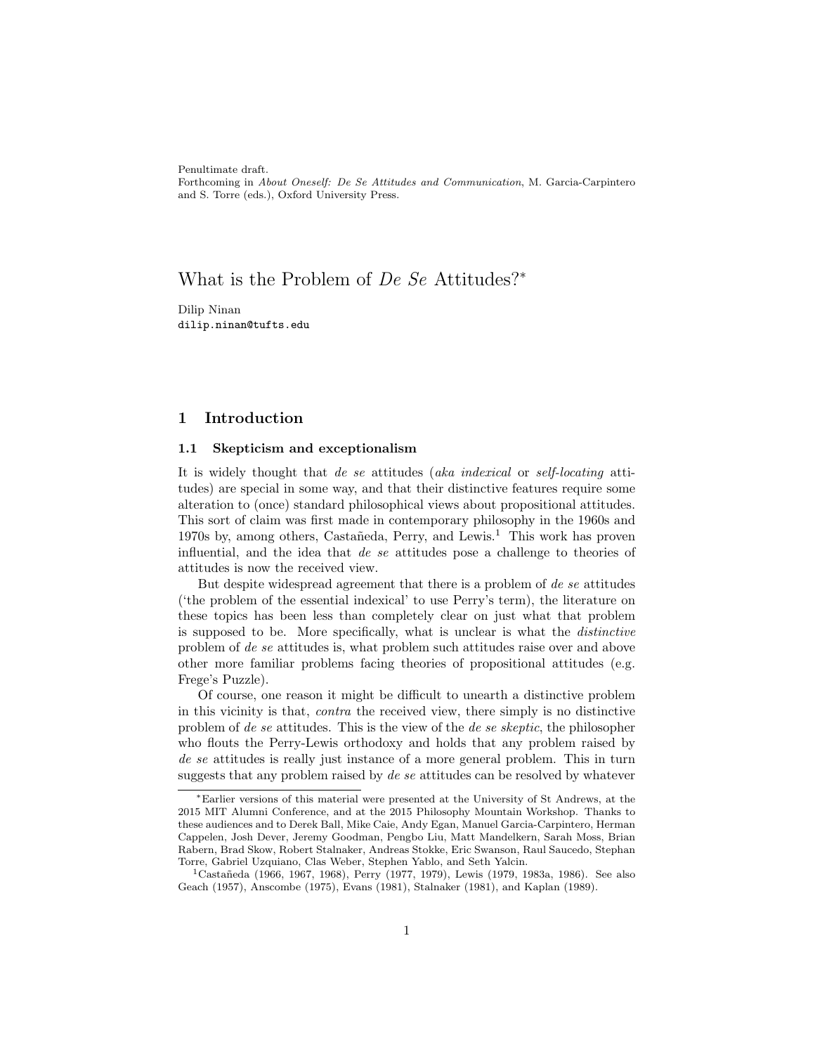Penultimate draft.
Forthcoming in *About Oneself: De Se Attitudes and Communication*, M. Garcia-Carpintero and S. Torre (eds.), Oxford University Press.

# What is the Problem of *De Se* Attitudes?*

Dilip Ninan
dilip.ninan@tufts.edu

## 1 Introduction

### 1.1 Skepticism and exceptionalism

It is widely thought that *de se* attitudes (*aka indexical* or *self-locating* attitudes) are special in some way, and that their distinctive features require some alteration to (once) standard philosophical views about propositional attitudes. This sort of claim was first made in contemporary philosophy in the 1960s and 1970s by, among others, Castañeda, Perry, and Lewis.[1] This work has proven influential, and the idea that *de se* attitudes pose a challenge to theories of attitudes is now the received view.

But despite widespread agreement that there is a problem of *de se* attitudes ('the problem of the essential indexical' to use Perry's term), the literature on these topics has been less than completely clear on just what that problem is supposed to be. More specifically, what is unclear is what the *distinctive* problem of *de se* attitudes is, what problem such attitudes raise over and above other more familiar problems facing theories of propositional attitudes (e.g. Frege's Puzzle).

Of course, one reason it might be difficult to unearth a distinctive problem in this vicinity is that, *contra* the received view, there simply is no distinctive problem of *de se* attitudes. This is the view of the *de se skeptic*, the philosopher who flouts the Perry-Lewis orthodoxy and holds that any problem raised by *de se* attitudes is really just instance of a more general problem. This in turn suggests that any problem raised by *de se* attitudes can be resolved by whatever

---

*Earlier versions of this material were presented at the University of St Andrews, at the 2015 MIT Alumni Conference, and at the 2015 Philosophy Mountain Workshop. Thanks to these audiences and to Derek Ball, Mike Caie, Andy Egan, Manuel Garcia-Carpintero, Herman Cappelen, Josh Dever, Jeremy Goodman, Pengbo Liu, Matt Mandelkern, Sarah Moss, Brian Rabern, Brad Skow, Robert Stalnaker, Andreas Stokke, Eric Swanson, Raul Saucedo, Stephan Torre, Gabriel Uzquiano, Clas Weber, Stephen Yablo, and Seth Yalcin.

[1] Castañeda (1966, 1967, 1968), Perry (1977, 1979), Lewis (1979, 1983a, 1986). See also Geach (1957), Anscombe (1975), Evans (1981), Stalnaker (1981), and Kaplan (1989).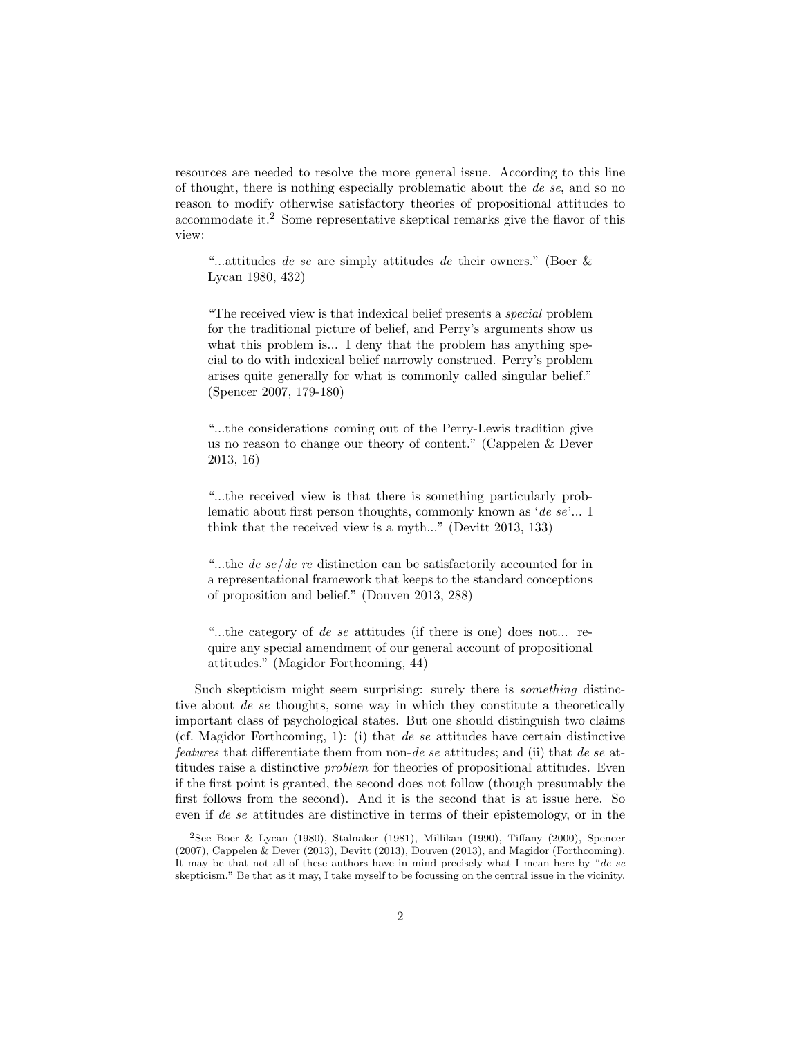resources are needed to resolve the more general issue. According to this line of thought, there is nothing especially problematic about the *de se*, and so no reason to modify otherwise satisfactory theories of propositional attitudes to accommodate it.[2] Some representative skeptical remarks give the flavor of this view:

> "...attitudes *de se* are simply attitudes *de* their owners." (Boer & Lycan 1980, 432)

> "The received view is that indexical belief presents a *special* problem for the traditional picture of belief, and Perry's arguments show us what this problem is... I deny that the problem has anything special to do with indexical belief narrowly construed. Perry's problem arises quite generally for what is commonly called singular belief." (Spencer 2007, 179-180)

> "...the considerations coming out of the Perry-Lewis tradition give us no reason to change our theory of content." (Cappelen & Dever 2013, 16)

> "...the received view is that there is something particularly problematic about first person thoughts, commonly known as '*de se*'... I think that the received view is a myth..." (Devitt 2013, 133)

> "...the *de se*/*de re* distinction can be satisfactorily accounted for in a representational framework that keeps to the standard conceptions of proposition and belief." (Douven 2013, 288)

> "...the category of *de se* attitudes (if there is one) does not... require any special amendment of our general account of propositional attitudes." (Magidor Forthcoming, 44)

Such skepticism might seem surprising: surely there is *something* distinctive about *de se* thoughts, some way in which they constitute a theoretically important class of psychological states. But one should distinguish two claims (cf. Magidor Forthcoming, 1): (i) that *de se* attitudes have certain distinctive *features* that differentiate them from non-*de se* attitudes; and (ii) that *de se* attitudes raise a distinctive *problem* for theories of propositional attitudes. Even if the first point is granted, the second does not follow (though presumably the first follows from the second). And it is the second that is at issue here. So even if *de se* attitudes are distinctive in terms of their epistemology, or in the

---

[2]See Boer & Lycan (1980), Stalnaker (1981), Millikan (1990), Tiffany (2000), Spencer (2007), Cappelen & Dever (2013), Devitt (2013), Douven (2013), and Magidor (Forthcoming). It may be that not all of these authors have in mind precisely what I mean here by "*de se* skepticism." Be that as it may, I take myself to be focussing on the central issue in the vicinity.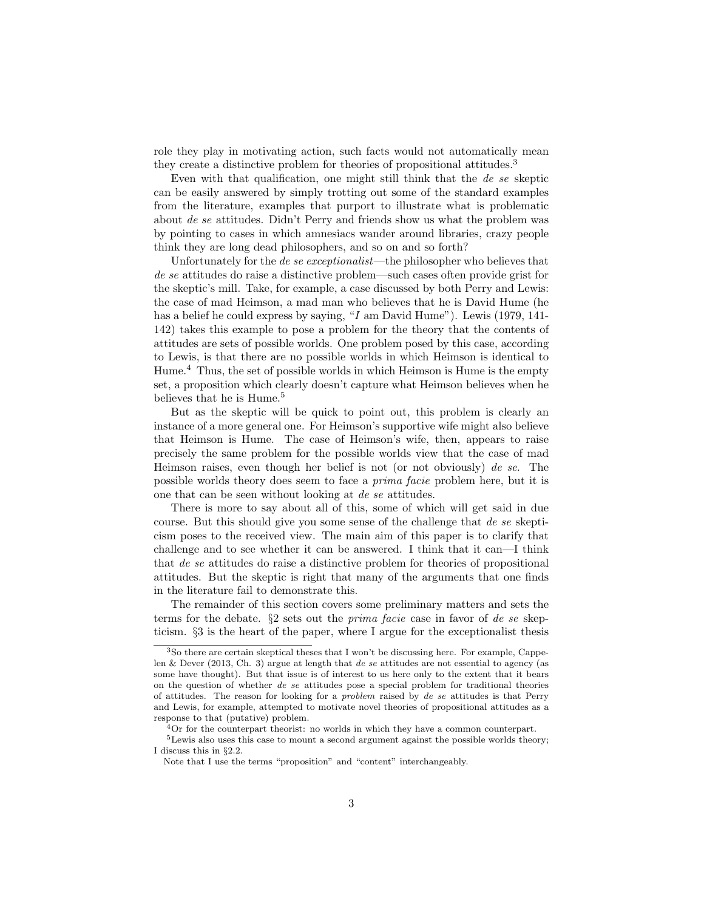role they play in motivating action, such facts would not automatically mean they create a distinctive problem for theories of propositional attitudes.[3]

Even with that qualification, one might still think that the *de se* skeptic can be easily answered by simply trotting out some of the standard examples from the literature, examples that purport to illustrate what is problematic about *de se* attitudes. Didn't Perry and friends show us what the problem was by pointing to cases in which amnesiacs wander around libraries, crazy people think they are long dead philosophers, and so on and so forth?

Unfortunately for the *de se exceptionalist*—the philosopher who believes that *de se* attitudes do raise a distinctive problem—such cases often provide grist for the skeptic's mill. Take, for example, a case discussed by both Perry and Lewis: the case of mad Heimson, a mad man who believes that he is David Hume (he has a belief he could express by saying, "*I* am David Hume"). Lewis (1979, 141-142) takes this example to pose a problem for the theory that the contents of attitudes are sets of possible worlds. One problem posed by this case, according to Lewis, is that there are no possible worlds in which Heimson is identical to Hume.[4] Thus, the set of possible worlds in which Heimson is Hume is the empty set, a proposition which clearly doesn't capture what Heimson believes when he believes that he is Hume.[5]

But as the skeptic will be quick to point out, this problem is clearly an instance of a more general one. For Heimson's supportive wife might also believe that Heimson is Hume. The case of Heimson's wife, then, appears to raise precisely the same problem for the possible worlds view that the case of mad Heimson raises, even though her belief is not (or not obviously) *de se*. The possible worlds theory does seem to face a *prima facie* problem here, but it is one that can be seen without looking at *de se* attitudes.

There is more to say about all of this, some of which will get said in due course. But this should give you some sense of the challenge that *de se* skepticism poses to the received view. The main aim of this paper is to clarify that challenge and to see whether it can be answered. I think that it can—I think that *de se* attitudes do raise a distinctive problem for theories of propositional attitudes. But the skeptic is right that many of the arguments that one finds in the literature fail to demonstrate this.

The remainder of this section covers some preliminary matters and sets the terms for the debate. §2 sets out the *prima facie* case in favor of *de se* skepticism. §3 is the heart of the paper, where I argue for the exceptionalist thesis

---

[3] So there are certain skeptical theses that I won't be discussing here. For example, Cappelen & Dever (2013, Ch. 3) argue at length that *de se* attitudes are not essential to agency (as some have thought). But that issue is of interest to us here only to the extent that it bears on the question of whether *de se* attitudes pose a special problem for traditional theories of attitudes. The reason for looking for a *problem* raised by *de se* attitudes is that Perry and Lewis, for example, attempted to motivate novel theories of propositional attitudes as a response to that (putative) problem.

[4] Or for the counterpart theorist: no worlds in which they have a common counterpart.

[5] Lewis also uses this case to mount a second argument against the possible worlds theory; I discuss this in §2.2.

Note that I use the terms "proposition" and "content" interchangeably.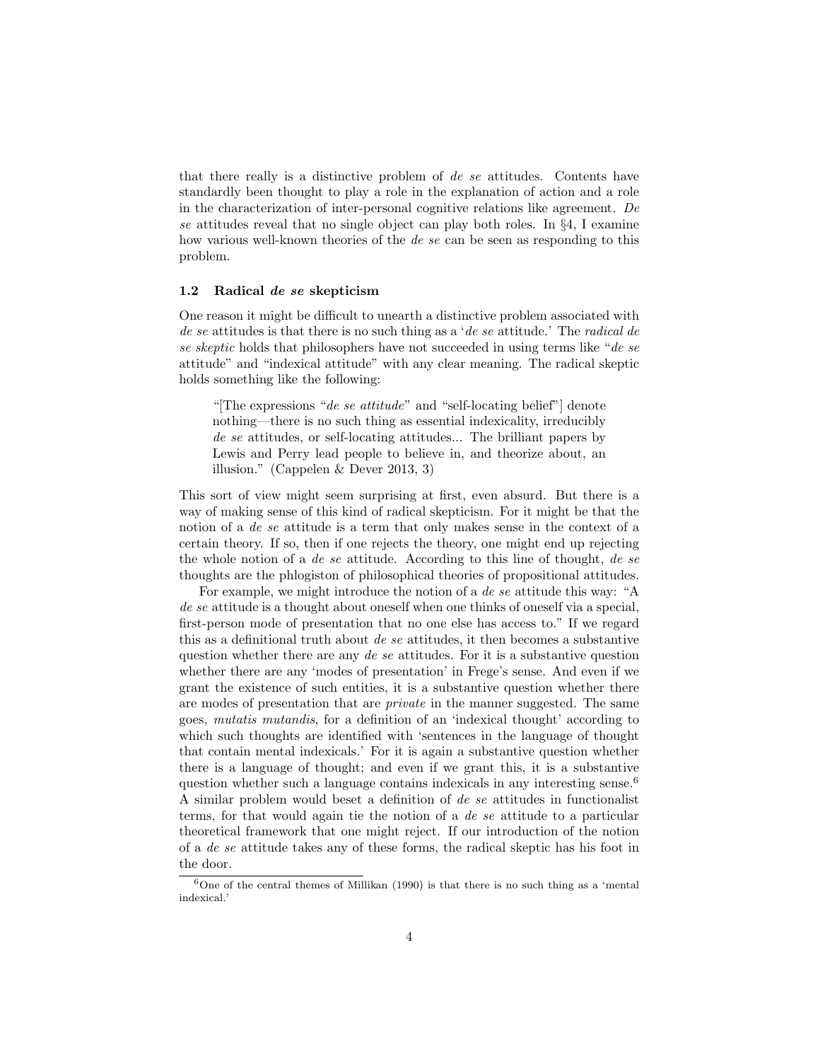that there really is a distinctive problem of *de se* attitudes. Contents have standardly been thought to play a role in the explanation of action and a role in the characterization of inter-personal cognitive relations like agreement. *De se* attitudes reveal that no single object can play both roles. In §4, I examine how various well-known theories of the *de se* can be seen as responding to this problem.

### 1.2 Radical *de se* skepticism

One reason it might be difficult to unearth a distinctive problem associated with *de se* attitudes is that there is no such thing as a '*de se* attitude.' The *radical de se skeptic* holds that philosophers have not succeeded in using terms like "*de se* attitude" and "indexical attitude" with any clear meaning. The radical skeptic holds something like the following:

> "[The expressions "*de se attitude*" and "self-locating belief"] denote nothing—there is no such thing as essential indexicality, irreducibly *de se* attitudes, or self-locating attitudes... The brilliant papers by Lewis and Perry lead people to believe in, and theorize about, an illusion." (Cappelen & Dever 2013, 3)

This sort of view might seem surprising at first, even absurd. But there is a way of making sense of this kind of radical skepticism. For it might be that the notion of a *de se* attitude is a term that only makes sense in the context of a certain theory. If so, then if one rejects the theory, one might end up rejecting the whole notion of a *de se* attitude. According to this line of thought, *de se* thoughts are the phlogiston of philosophical theories of propositional attitudes.

For example, we might introduce the notion of a *de se* attitude this way: "A *de se* attitude is a thought about oneself when one thinks of oneself via a special, first-person mode of presentation that no one else has access to." If we regard this as a definitional truth about *de se* attitudes, it then becomes a substantive question whether there are any *de se* attitudes. For it is a substantive question whether there are any 'modes of presentation' in Frege's sense. And even if we grant the existence of such entities, it is a substantive question whether there are modes of presentation that are *private* in the manner suggested. The same goes, *mutatis mutandis*, for a definition of an 'indexical thought' according to which such thoughts are identified with 'sentences in the language of thought that contain mental indexicals.' For it is again a substantive question whether there is a language of thought; and even if we grant this, it is a substantive question whether such a language contains indexicals in any interesting sense.[6] A similar problem would beset a definition of *de se* attitudes in functionalist terms, for that would again tie the notion of a *de se* attitude to a particular theoretical framework that one might reject. If our introduction of the notion of a *de se* attitude takes any of these forms, the radical skeptic has his foot in the door.

[6] One of the central themes of Millikan (1990) is that there is no such thing as a 'mental indexical.'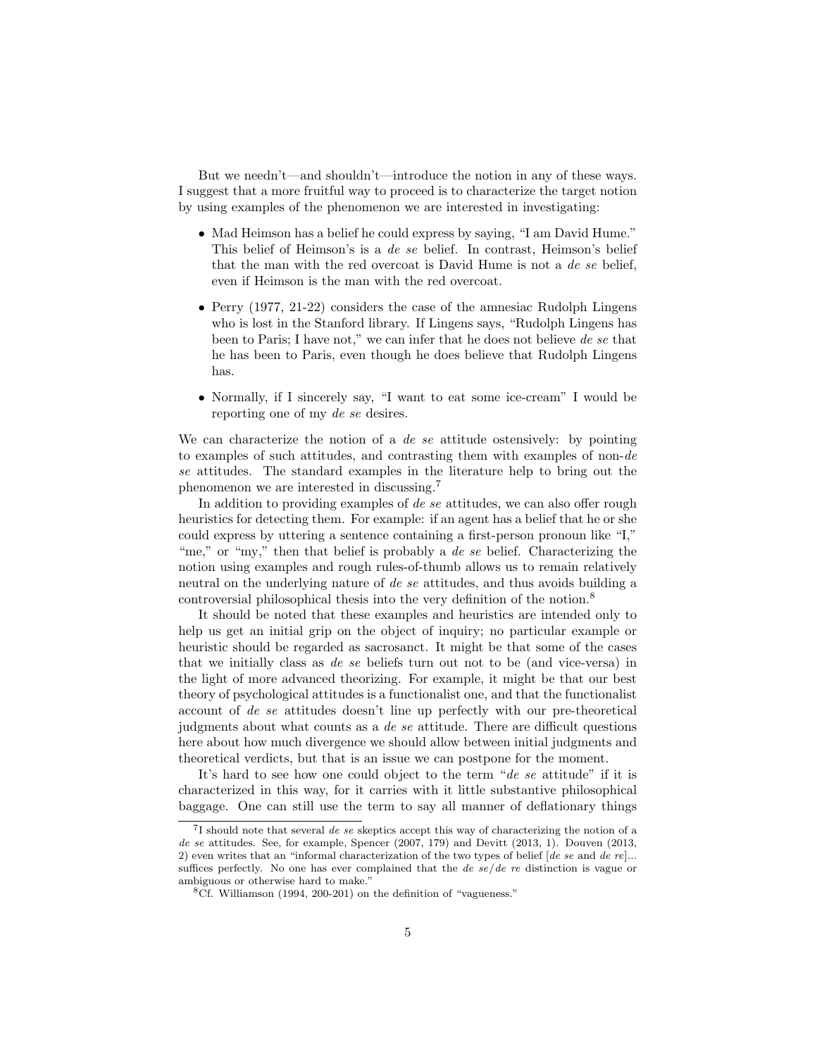But we needn't—and shouldn't—introduce the notion in any of these ways. I suggest that a more fruitful way to proceed is to characterize the target notion by using examples of the phenomenon we are interested in investigating:

- Mad Heimson has a belief he could express by saying, "I am David Hume." This belief of Heimson's is a *de se* belief. In contrast, Heimson's belief that the man with the red overcoat is David Hume is not a *de se* belief, even if Heimson is the man with the red overcoat.
- Perry (1977, 21-22) considers the case of the amnesiac Rudolph Lingens who is lost in the Stanford library. If Lingens says, "Rudolph Lingens has been to Paris; I have not," we can infer that he does not believe *de se* that he has been to Paris, even though he does believe that Rudolph Lingens has.
- Normally, if I sincerely say, "I want to eat some ice-cream" I would be reporting one of my *de se* desires.

We can characterize the notion of a *de se* attitude ostensively: by pointing to examples of such attitudes, and contrasting them with examples of non-*de se* attitudes. The standard examples in the literature help to bring out the phenomenon we are interested in discussing.[7]

In addition to providing examples of *de se* attitudes, we can also offer rough heuristics for detecting them. For example: if an agent has a belief that he or she could express by uttering a sentence containing a first-person pronoun like "I," "me," or "my," then that belief is probably a *de se* belief. Characterizing the notion using examples and rough rules-of-thumb allows us to remain relatively neutral on the underlying nature of *de se* attitudes, and thus avoids building a controversial philosophical thesis into the very definition of the notion.[8]

It should be noted that these examples and heuristics are intended only to help us get an initial grip on the object of inquiry; no particular example or heuristic should be regarded as sacrosanct. It might be that some of the cases that we initially class as *de se* beliefs turn out not to be (and vice-versa) in the light of more advanced theorizing. For example, it might be that our best theory of psychological attitudes is a functionalist one, and that the functionalist account of *de se* attitudes doesn't line up perfectly with our pre-theoretical judgments about what counts as a *de se* attitude. There are difficult questions here about how much divergence we should allow between initial judgments and theoretical verdicts, but that is an issue we can postpone for the moment.

It's hard to see how one could object to the term "*de se* attitude" if it is characterized in this way, for it carries with it little substantive philosophical baggage. One can still use the term to say all manner of deflationary things

[7] I should note that several *de se* skeptics accept this way of characterizing the notion of a *de se* attitudes. See, for example, Spencer (2007, 179) and Devitt (2013, 1). Douven (2013, 2) even writes that an "informal characterization of the two types of belief [*de se* and *de re*]... suffices perfectly. No one has ever complained that the *de se*/*de re* distinction is vague or ambiguous or otherwise hard to make."

[8] Cf. Williamson (1994, 200-201) on the definition of "vagueness."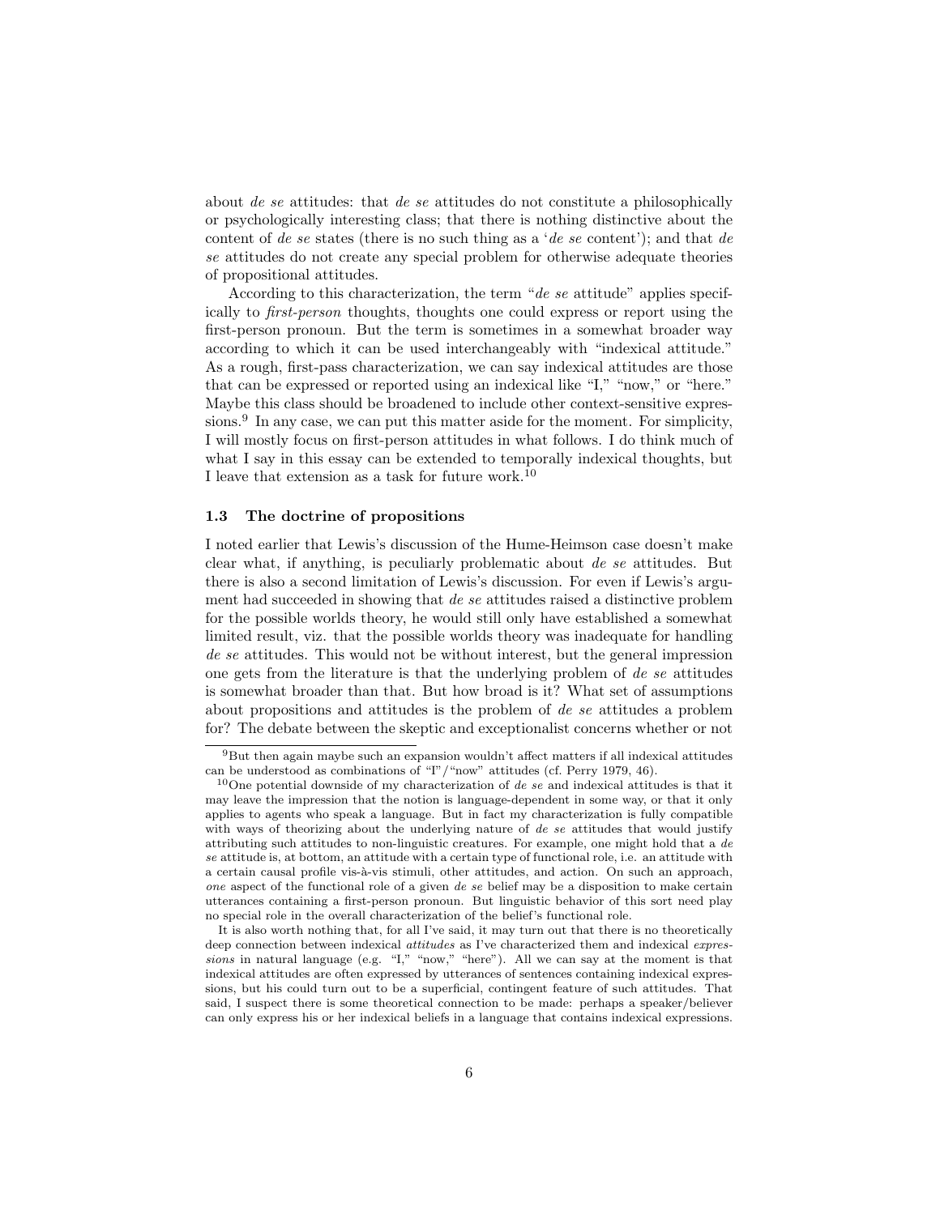about *de se* attitudes: that *de se* attitudes do not constitute a philosophically or psychologically interesting class; that there is nothing distinctive about the content of *de se* states (there is no such thing as a '*de se* content'); and that *de se* attitudes do not create any special problem for otherwise adequate theories of propositional attitudes.

According to this characterization, the term "*de se* attitude" applies specifically to *first-person* thoughts, thoughts one could express or report using the first-person pronoun. But the term is sometimes in a somewhat broader way according to which it can be used interchangeably with "indexical attitude." As a rough, first-pass characterization, we can say indexical attitudes are those that can be expressed or reported using an indexical like "I," "now," or "here." Maybe this class should be broadened to include other context-sensitive expressions.[9] In any case, we can put this matter aside for the moment. For simplicity, I will mostly focus on first-person attitudes in what follows. I do think much of what I say in this essay can be extended to temporally indexical thoughts, but I leave that extension as a task for future work.[10]

### 1.3 The doctrine of propositions

I noted earlier that Lewis's discussion of the Hume-Heimson case doesn't make clear what, if anything, is peculiarly problematic about *de se* attitudes. But there is also a second limitation of Lewis's discussion. For even if Lewis's argument had succeeded in showing that *de se* attitudes raised a distinctive problem for the possible worlds theory, he would still only have established a somewhat limited result, viz. that the possible worlds theory was inadequate for handling *de se* attitudes. This would not be without interest, but the general impression one gets from the literature is that the underlying problem of *de se* attitudes is somewhat broader than that. But how broad is it? What set of assumptions about propositions and attitudes is the problem of *de se* attitudes a problem for? The debate between the skeptic and exceptionalist concerns whether or not

[9] But then again maybe such an expansion wouldn't affect matters if all indexical attitudes can be understood as combinations of "I"/"now" attitudes (cf. Perry 1979, 46).

[10] One potential downside of my characterization of *de se* and indexical attitudes is that it may leave the impression that the notion is language-dependent in some way, or that it only applies to agents who speak a language. But in fact my characterization is fully compatible with ways of theorizing about the underlying nature of *de se* attitudes that would justify attributing such attitudes to non-linguistic creatures. For example, one might hold that a *de se* attitude is, at bottom, an attitude with a certain type of functional role, i.e. an attitude with a certain causal profile vis-à-vis stimuli, other attitudes, and action. On such an approach, *one* aspect of the functional role of a given *de se* belief may be a disposition to make certain utterances containing a first-person pronoun. But linguistic behavior of this sort need play no special role in the overall characterization of the belief's functional role.

It is also worth nothing that, for all I've said, it may turn out that there is no theoretically deep connection between indexical *attitudes* as I've characterized them and indexical *expressions* in natural language (e.g. "I," "now," "here"). All we can say at the moment is that indexical attitudes are often expressed by utterances of sentences containing indexical expressions, but his could turn out to be a superficial, contingent feature of such attitudes. That said, I suspect there is some theoretical connection to be made: perhaps a speaker/believer can only express his or her indexical beliefs in a language that contains indexical expressions.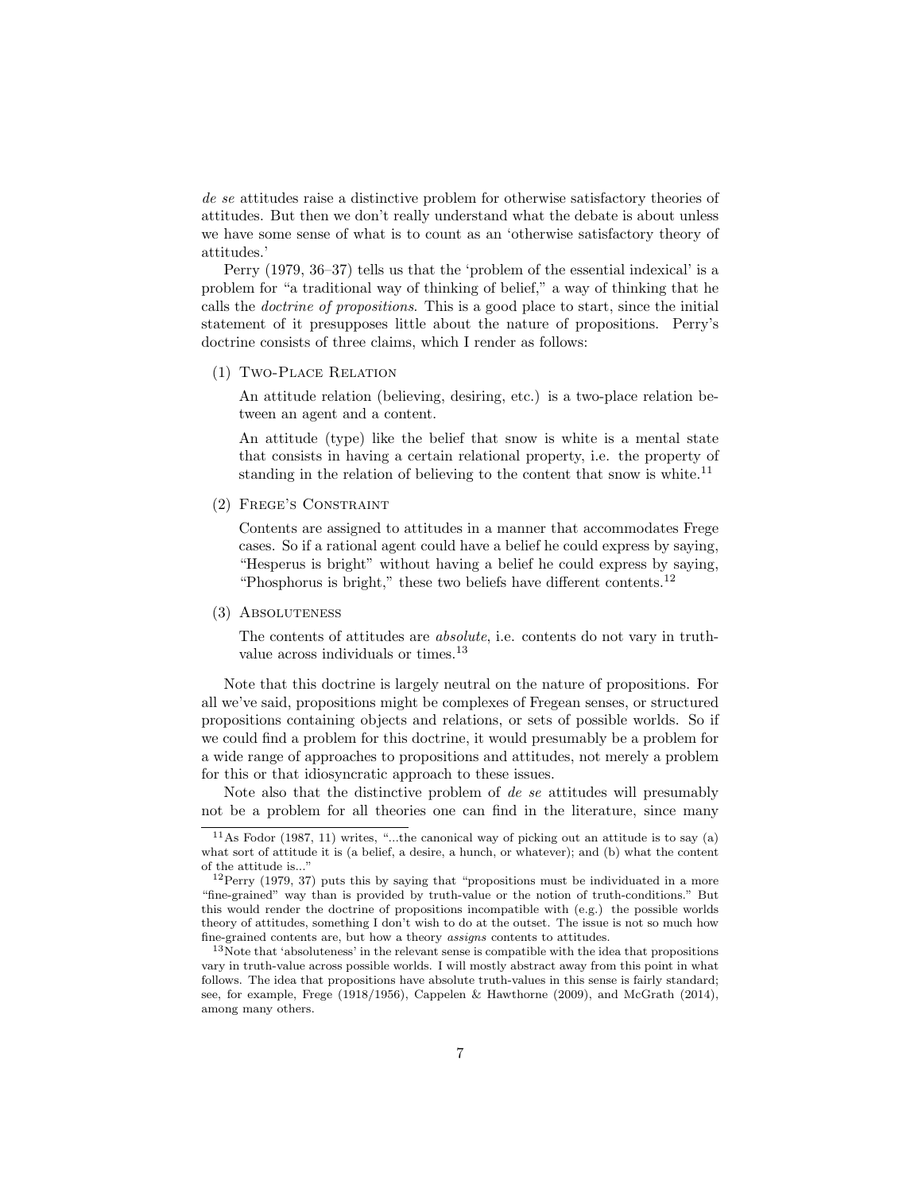*de se* attitudes raise a distinctive problem for otherwise satisfactory theories of attitudes. But then we don't really understand what the debate is about unless we have some sense of what is to count as an 'otherwise satisfactory theory of attitudes.'

Perry (1979, 36–37) tells us that the 'problem of the essential indexical' is a problem for "a traditional way of thinking of belief," a way of thinking that he calls the *doctrine of propositions*. This is a good place to start, since the initial statement of it presupposes little about the nature of propositions. Perry's doctrine consists of three claims, which I render as follows:

(1) Two-Place Relation

An attitude relation (believing, desiring, etc.) is a two-place relation between an agent and a content.

An attitude (type) like the belief that snow is white is a mental state that consists in having a certain relational property, i.e. the property of standing in the relation of believing to the content that snow is white.[11]

(2) Frege's Constraint

Contents are assigned to attitudes in a manner that accommodates Frege cases. So if a rational agent could have a belief he could express by saying, "Hesperus is bright" without having a belief he could express by saying, "Phosphorus is bright," these two beliefs have different contents.[12]

(3) Absoluteness

The contents of attitudes are *absolute*, i.e. contents do not vary in truth-value across individuals or times.[13]

Note that this doctrine is largely neutral on the nature of propositions. For all we've said, propositions might be complexes of Fregean senses, or structured propositions containing objects and relations, or sets of possible worlds. So if we could find a problem for this doctrine, it would presumably be a problem for a wide range of approaches to propositions and attitudes, not merely a problem for this or that idiosyncratic approach to these issues.

Note also that the distinctive problem of *de se* attitudes will presumably not be a problem for all theories one can find in the literature, since many

[11] As Fodor (1987, 11) writes, "...the canonical way of picking out an attitude is to say (a) what sort of attitude it is (a belief, a desire, a hunch, or whatever); and (b) what the content of the attitude is..."

[12] Perry (1979, 37) puts this by saying that "propositions must be individuated in a more "fine-grained" way than is provided by truth-value or the notion of truth-conditions." But this would render the doctrine of propositions incompatible with (e.g.) the possible worlds theory of attitudes, something I don't wish to do at the outset. The issue is not so much how fine-grained contents are, but how a theory *assigns* contents to attitudes.

[13] Note that 'absoluteness' in the relevant sense is compatible with the idea that propositions vary in truth-value across possible worlds. I will mostly abstract away from this point in what follows. The idea that propositions have absolute truth-values in this sense is fairly standard; see, for example, Frege (1918/1956), Cappelen & Hawthorne (2009), and McGrath (2014), among many others.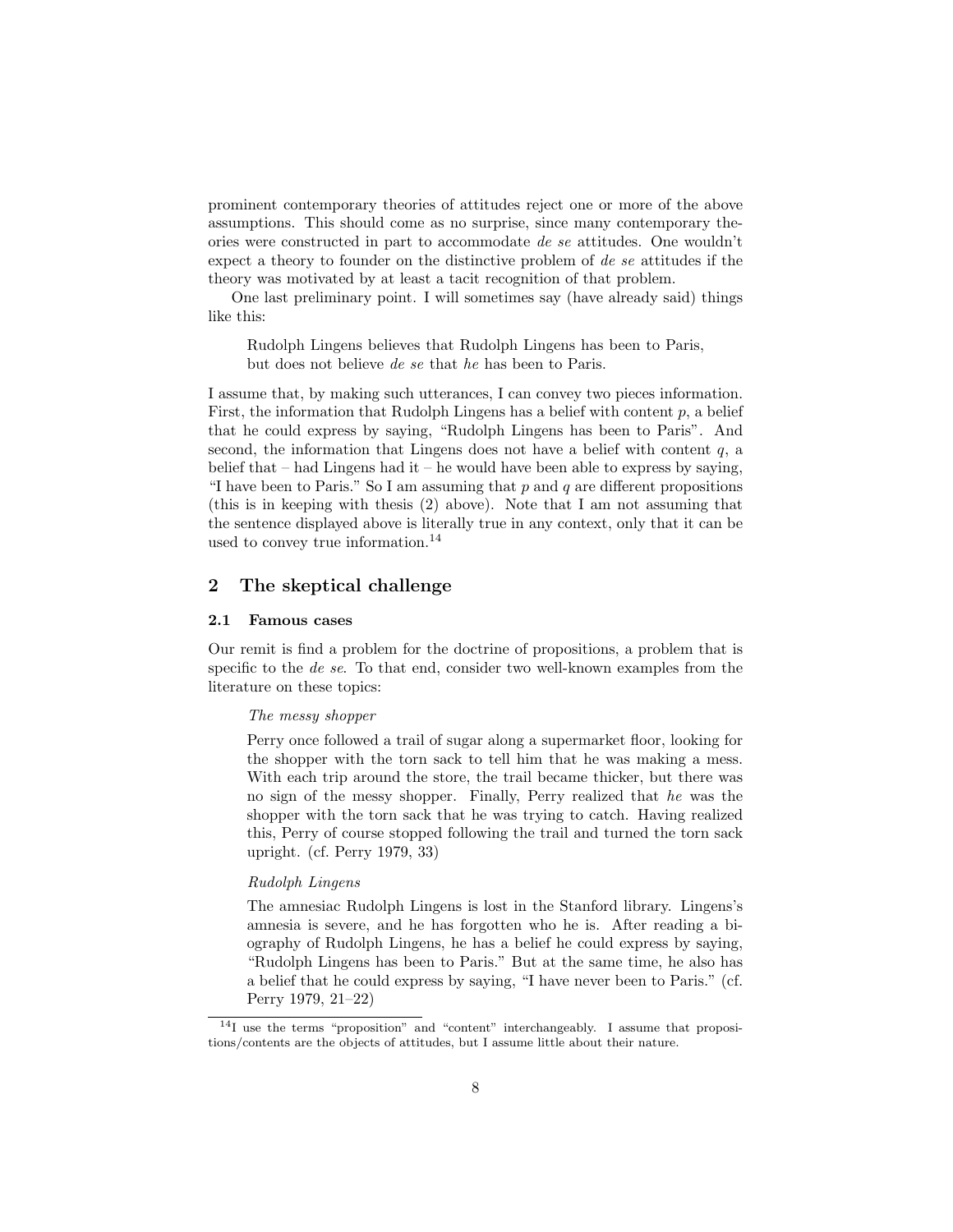prominent contemporary theories of attitudes reject one or more of the above assumptions. This should come as no surprise, since many contemporary theories were constructed in part to accommodate *de se* attitudes. One wouldn't expect a theory to founder on the distinctive problem of *de se* attitudes if the theory was motivated by at least a tacit recognition of that problem.

One last preliminary point. I will sometimes say (have already said) things like this:

> Rudolph Lingens believes that Rudolph Lingens has been to Paris,
> but does not believe *de se* that *he* has been to Paris.

I assume that, by making such utterances, I can convey two pieces information. First, the information that Rudolph Lingens has a belief with content $p$, a belief that he could express by saying, "Rudolph Lingens has been to Paris". And second, the information that Lingens does not have a belief with content $q$, a belief that – had Lingens had it – he would have been able to express by saying, "I have been to Paris." So I am assuming that $p$ and $q$ are different propositions (this is in keeping with thesis (2) above). Note that I am not assuming that the sentence displayed above is literally true in any context, only that it can be used to convey true information.[14]

## 2 The skeptical challenge

### 2.1 Famous cases

Our remit is find a problem for the doctrine of propositions, a problem that is specific to the *de se*. To that end, consider two well-known examples from the literature on these topics:

> *The messy shopper*
>
> Perry once followed a trail of sugar along a supermarket floor, looking for the shopper with the torn sack to tell him that he was making a mess. With each trip around the store, the trail became thicker, but there was no sign of the messy shopper. Finally, Perry realized that *he* was the shopper with the torn sack that he was trying to catch. Having realized this, Perry of course stopped following the trail and turned the torn sack upright. (cf. Perry 1979, 33)

> *Rudolph Lingens*
>
> The amnesiac Rudolph Lingens is lost in the Stanford library. Lingens's amnesia is severe, and he has forgotten who he is. After reading a biography of Rudolph Lingens, he has a belief he could express by saying, "Rudolph Lingens has been to Paris." But at the same time, he also has a belief that he could express by saying, "I have never been to Paris." (cf. Perry 1979, 21–22)

[14] I use the terms "proposition" and "content" interchangeably. I assume that propositions/contents are the objects of attitudes, but I assume little about their nature.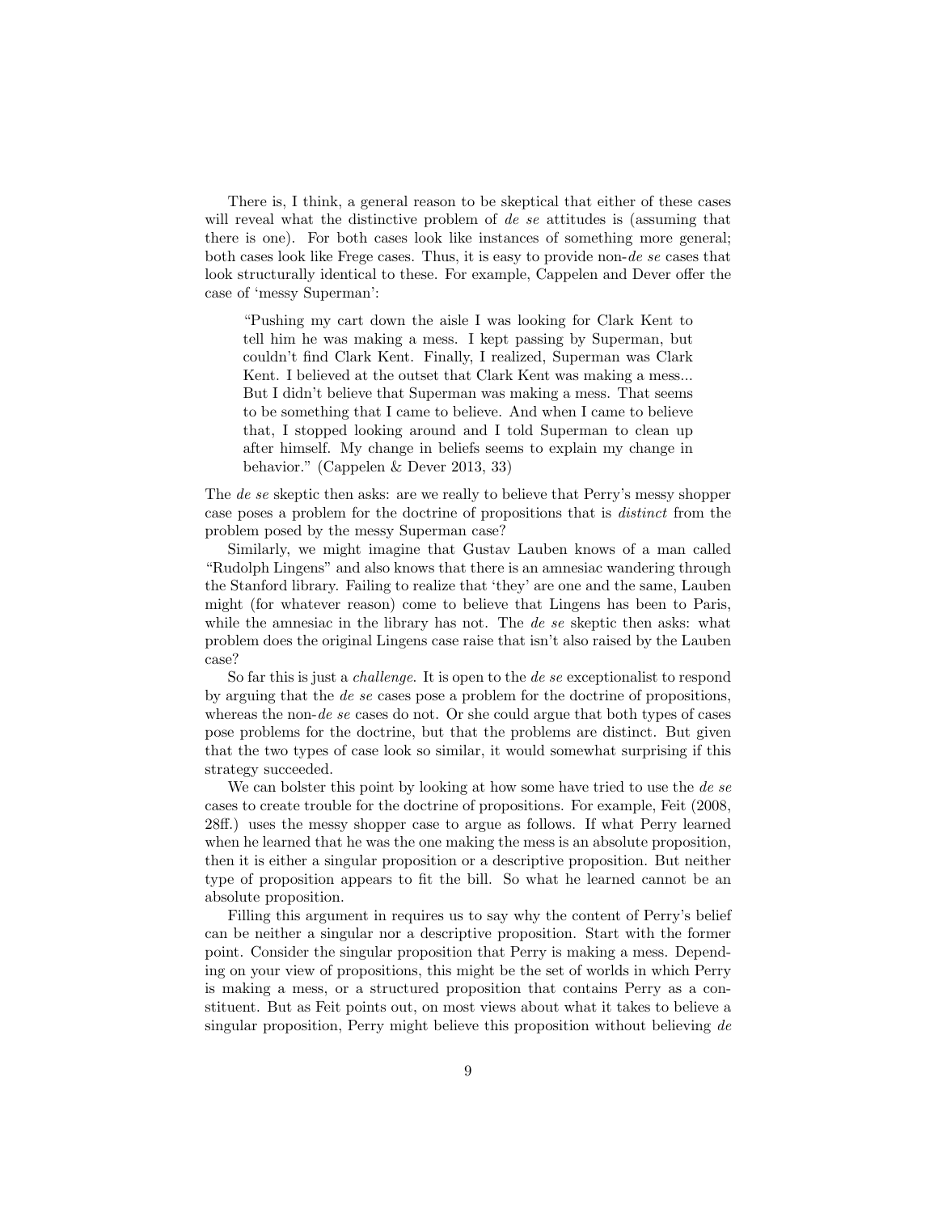There is, I think, a general reason to be skeptical that either of these cases will reveal what the distinctive problem of *de se* attitudes is (assuming that there is one). For both cases look like instances of something more general; both cases look like Frege cases. Thus, it is easy to provide non-*de se* cases that look structurally identical to these. For example, Cappelen and Dever offer the case of 'messy Superman':

> "Pushing my cart down the aisle I was looking for Clark Kent to tell him he was making a mess. I kept passing by Superman, but couldn't find Clark Kent. Finally, I realized, Superman was Clark Kent. I believed at the outset that Clark Kent was making a mess... But I didn't believe that Superman was making a mess. That seems to be something that I came to believe. And when I came to believe that, I stopped looking around and I told Superman to clean up after himself. My change in beliefs seems to explain my change in behavior." (Cappelen & Dever 2013, 33)

The *de se* skeptic then asks: are we really to believe that Perry's messy shopper case poses a problem for the doctrine of propositions that is *distinct* from the problem posed by the messy Superman case?

Similarly, we might imagine that Gustav Lauben knows of a man called "Rudolph Lingens" and also knows that there is an amnesiac wandering through the Stanford library. Failing to realize that 'they' are one and the same, Lauben might (for whatever reason) come to believe that Lingens has been to Paris, while the amnesiac in the library has not. The *de se* skeptic then asks: what problem does the original Lingens case raise that isn't also raised by the Lauben case?

So far this is just a *challenge*. It is open to the *de se* exceptionalist to respond by arguing that the *de se* cases pose a problem for the doctrine of propositions, whereas the non-*de se* cases do not. Or she could argue that both types of cases pose problems for the doctrine, but that the problems are distinct. But given that the two types of case look so similar, it would somewhat surprising if this strategy succeeded.

We can bolster this point by looking at how some have tried to use the *de se* cases to create trouble for the doctrine of propositions. For example, Feit (2008, 28ff.) uses the messy shopper case to argue as follows. If what Perry learned when he learned that he was the one making the mess is an absolute proposition, then it is either a singular proposition or a descriptive proposition. But neither type of proposition appears to fit the bill. So what he learned cannot be an absolute proposition.

Filling this argument in requires us to say why the content of Perry's belief can be neither a singular nor a descriptive proposition. Start with the former point. Consider the singular proposition that Perry is making a mess. Depending on your view of propositions, this might be the set of worlds in which Perry is making a mess, or a structured proposition that contains Perry as a constituent. But as Feit points out, on most views about what it takes to believe a singular proposition, Perry might believe this proposition without believing *de*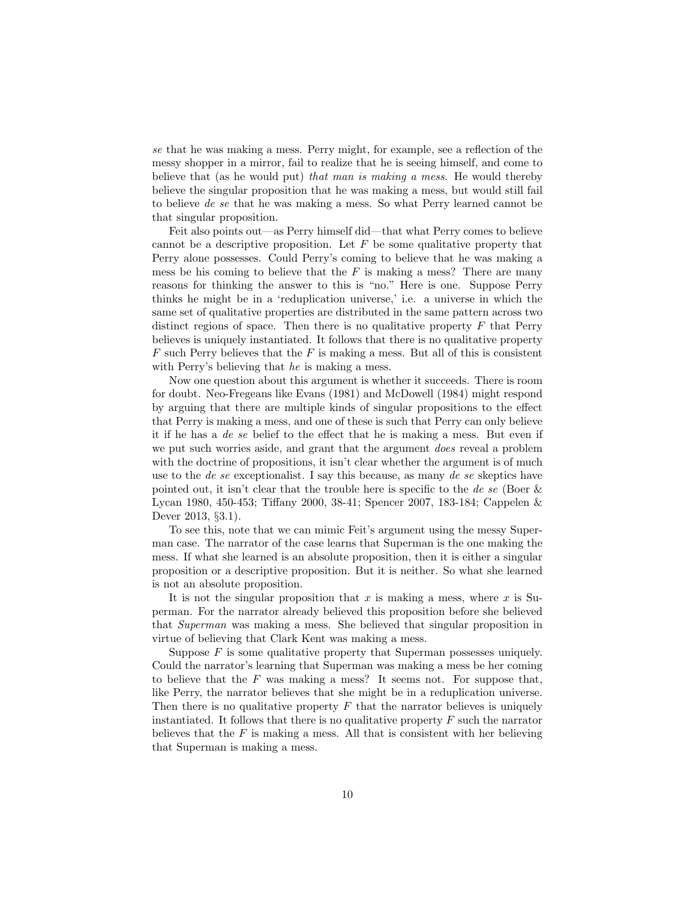*se* that he was making a mess. Perry might, for example, see a reflection of the messy shopper in a mirror, fail to realize that he is seeing himself, and come to believe that (as he would put) *that man is making a mess*. He would thereby believe the singular proposition that he was making a mess, but would still fail to believe *de se* that he was making a mess. So what Perry learned cannot be that singular proposition.

Feit also points out—as Perry himself did—that what Perry comes to believe cannot be a descriptive proposition. Let $F$ be some qualitative property that Perry alone possesses. Could Perry's coming to believe that he was making a mess be his coming to believe that the $F$ is making a mess? There are many reasons for thinking the answer to this is "no." Here is one. Suppose Perry thinks he might be in a 'reduplication universe,' i.e. a universe in which the same set of qualitative properties are distributed in the same pattern across two distinct regions of space. Then there is no qualitative property $F$ that Perry believes is uniquely instantiated. It follows that there is no qualitative property $F$ such Perry believes that the $F$ is making a mess. But all of this is consistent with Perry's believing that *he* is making a mess.

Now one question about this argument is whether it succeeds. There is room for doubt. Neo-Fregeans like Evans (1981) and McDowell (1984) might respond by arguing that there are multiple kinds of singular propositions to the effect that Perry is making a mess, and one of these is such that Perry can only believe it if he has a *de se* belief to the effect that he is making a mess. But even if we put such worries aside, and grant that the argument *does* reveal a problem with the doctrine of propositions, it isn't clear whether the argument is of much use to the *de se* exceptionalist. I say this because, as many *de se* skeptics have pointed out, it isn't clear that the trouble here is specific to the *de se* (Boer & Lycan 1980, 450-453; Tiffany 2000, 38-41; Spencer 2007, 183-184; Cappelen & Dever 2013, §3.1).

To see this, note that we can mimic Feit's argument using the messy Superman case. The narrator of the case learns that Superman is the one making the mess. If what she learned is an absolute proposition, then it is either a singular proposition or a descriptive proposition. But it is neither. So what she learned is not an absolute proposition.

It is not the singular proposition that $x$ is making a mess, where $x$ is Superman. For the narrator already believed this proposition before she believed that *Superman* was making a mess. She believed that singular proposition in virtue of believing that Clark Kent was making a mess.

Suppose $F$ is some qualitative property that Superman possesses uniquely. Could the narrator's learning that Superman was making a mess be her coming to believe that the $F$ was making a mess? It seems not. For suppose that, like Perry, the narrator believes that she might be in a reduplication universe. Then there is no qualitative property $F$ that the narrator believes is uniquely instantiated. It follows that there is no qualitative property $F$ such the narrator believes that the $F$ is making a mess. All that is consistent with her believing that Superman is making a mess.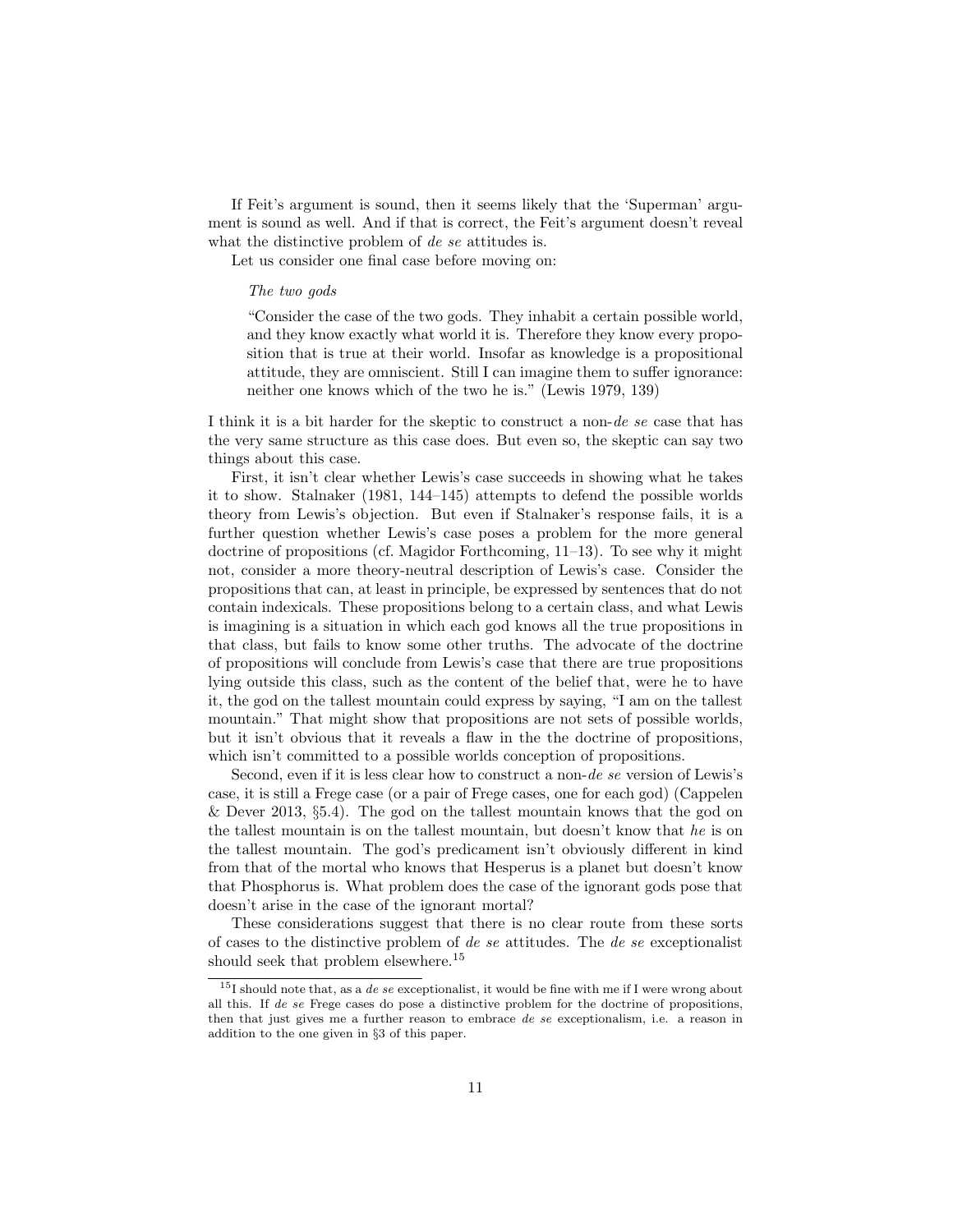If Feit's argument is sound, then it seems likely that the 'Superman' argument is sound as well. And if that is correct, the Feit's argument doesn't reveal what the distinctive problem of *de se* attitudes is.

Let us consider one final case before moving on:

> *The two gods*
>
> "Consider the case of the two gods. They inhabit a certain possible world, and they know exactly what world it is. Therefore they know every proposition that is true at their world. Insofar as knowledge is a propositional attitude, they are omniscient. Still I can imagine them to suffer ignorance: neither one knows which of the two he is." (Lewis 1979, 139)

I think it is a bit harder for the skeptic to construct a non-*de se* case that has the very same structure as this case does. But even so, the skeptic can say two things about this case.

First, it isn't clear whether Lewis's case succeeds in showing what he takes it to show. Stalnaker (1981, 144–145) attempts to defend the possible worlds theory from Lewis's objection. But even if Stalnaker's response fails, it is a further question whether Lewis's case poses a problem for the more general doctrine of propositions (cf. Magidor Forthcoming, 11–13). To see why it might not, consider a more theory-neutral description of Lewis's case. Consider the propositions that can, at least in principle, be expressed by sentences that do not contain indexicals. These propositions belong to a certain class, and what Lewis is imagining is a situation in which each god knows all the true propositions in that class, but fails to know some other truths. The advocate of the doctrine of propositions will conclude from Lewis's case that there are true propositions lying outside this class, such as the content of the belief that, were he to have it, the god on the tallest mountain could express by saying, "I am on the tallest mountain." That might show that propositions are not sets of possible worlds, but it isn't obvious that it reveals a flaw in the the doctrine of propositions, which isn't committed to a possible worlds conception of propositions.

Second, even if it is less clear how to construct a non-*de se* version of Lewis's case, it is still a Frege case (or a pair of Frege cases, one for each god) (Cappelen & Dever 2013, §5.4). The god on the tallest mountain knows that the god on the tallest mountain is on the tallest mountain, but doesn't know that *he* is on the tallest mountain. The god's predicament isn't obviously different in kind from that of the mortal who knows that Hesperus is a planet but doesn't know that Phosphorus is. What problem does the case of the ignorant gods pose that doesn't arise in the case of the ignorant mortal?

These considerations suggest that there is no clear route from these sorts of cases to the distinctive problem of *de se* attitudes. The *de se* exceptionalist should seek that problem elsewhere.[15]

[15] I should note that, as a *de se* exceptionalist, it would be fine with me if I were wrong about all this. If *de se* Frege cases do pose a distinctive problem for the doctrine of propositions, then that just gives me a further reason to embrace *de se* exceptionalism, i.e. a reason in addition to the one given in §3 of this paper.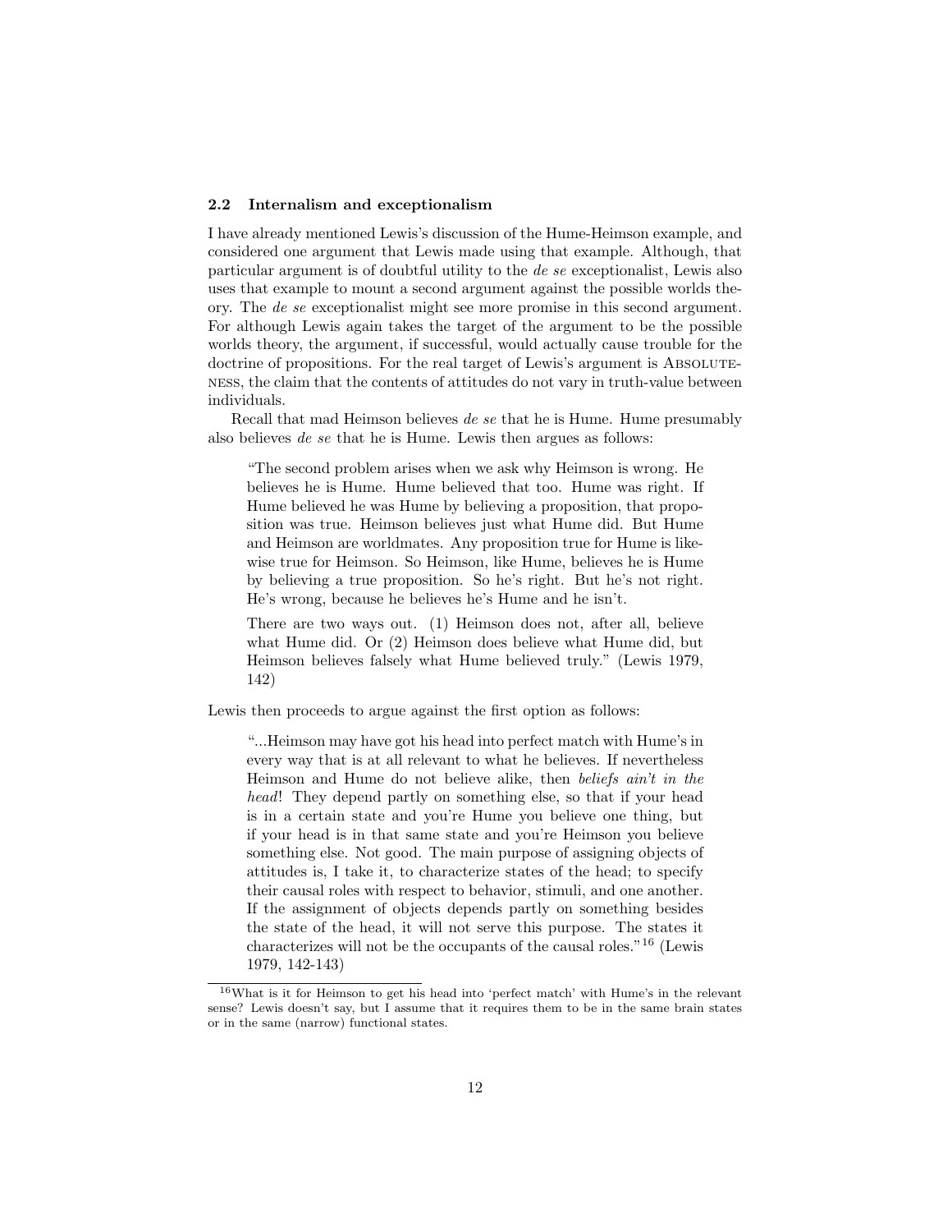### 2.2 Internalism and exceptionalism

I have already mentioned Lewis's discussion of the Hume-Heimson example, and considered one argument that Lewis made using that example. Although, that particular argument is of doubtful utility to the *de se* exceptionalist, Lewis also uses that example to mount a second argument against the possible worlds theory. The *de se* exceptionalist might see more promise in this second argument. For although Lewis again takes the target of the argument to be the possible worlds theory, the argument, if successful, would actually cause trouble for the doctrine of propositions. For the real target of Lewis's argument is ABSOLUTENESS, the claim that the contents of attitudes do not vary in truth-value between individuals.

Recall that mad Heimson believes *de se* that he is Hume. Hume presumably also believes *de se* that he is Hume. Lewis then argues as follows:

> "The second problem arises when we ask why Heimson is wrong. He believes he is Hume. Hume believed that too. Hume was right. If Hume believed he was Hume by believing a proposition, that proposition was true. Heimson believes just what Hume did. But Hume and Heimson are worldmates. Any proposition true for Hume is likewise true for Heimson. So Heimson, like Hume, believes he is Hume by believing a true proposition. So he's right. But he's not right. He's wrong, because he believes he's Hume and he isn't.
>
> There are two ways out. (1) Heimson does not, after all, believe what Hume did. Or (2) Heimson does believe what Hume did, but Heimson believes falsely what Hume believed truly." (Lewis 1979, 142)

Lewis then proceeds to argue against the first option as follows:

> "...Heimson may have got his head into perfect match with Hume's in every way that is at all relevant to what he believes. If nevertheless Heimson and Hume do not believe alike, then *beliefs ain't in the head*! They depend partly on something else, so that if your head is in a certain state and you're Hume you believe one thing, but if your head is in that same state and you're Heimson you believe something else. Not good. The main purpose of assigning objects of attitudes is, I take it, to characterize states of the head; to specify their causal roles with respect to behavior, stimuli, and one another. If the assignment of objects depends partly on something besides the state of the head, it will not serve this purpose. The states it characterizes will not be the occupants of the causal roles."[16] (Lewis 1979, 142-143)

[16] What is it for Heimson to get his head into 'perfect match' with Hume's in the relevant sense? Lewis doesn't say, but I assume that it requires them to be in the same brain states or in the same (narrow) functional states.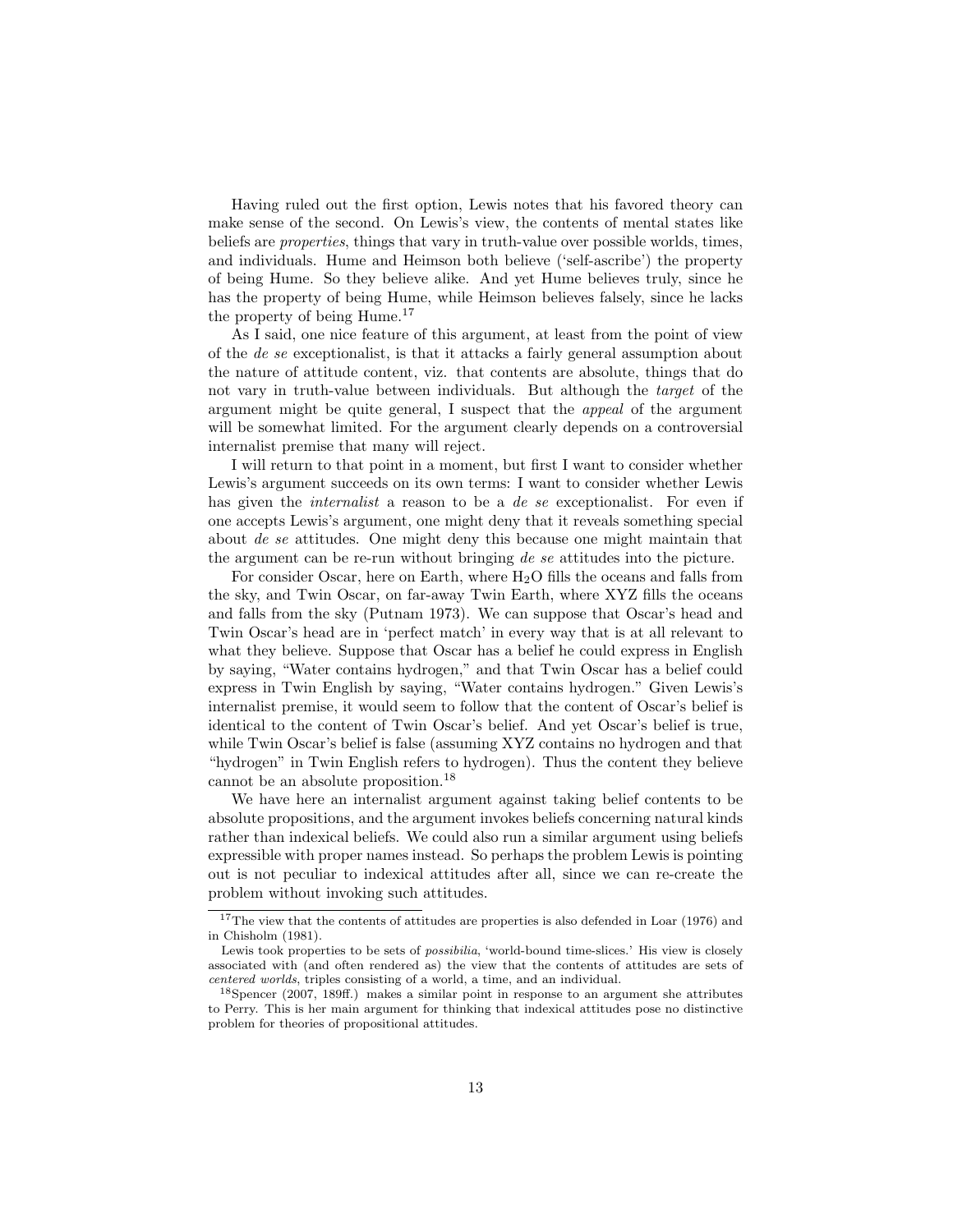Having ruled out the first option, Lewis notes that his favored theory can make sense of the second. On Lewis's view, the contents of mental states like beliefs are *properties*, things that vary in truth-value over possible worlds, times, and individuals. Hume and Heimson both believe ('self-ascribe') the property of being Hume. So they believe alike. And yet Hume believes truly, since he has the property of being Hume, while Heimson believes falsely, since he lacks the property of being Hume.[17]

As I said, one nice feature of this argument, at least from the point of view of the *de se* exceptionalist, is that it attacks a fairly general assumption about the nature of attitude content, viz. that contents are absolute, things that do not vary in truth-value between individuals. But although the *target* of the argument might be quite general, I suspect that the *appeal* of the argument will be somewhat limited. For the argument clearly depends on a controversial internalist premise that many will reject.

I will return to that point in a moment, but first I want to consider whether Lewis's argument succeeds on its own terms: I want to consider whether Lewis has given the *internalist* a reason to be a *de se* exceptionalist. For even if one accepts Lewis's argument, one might deny that it reveals something special about *de se* attitudes. One might deny this because one might maintain that the argument can be re-run without bringing *de se* attitudes into the picture.

For consider Oscar, here on Earth, where $H_2O$ fills the oceans and falls from the sky, and Twin Oscar, on far-away Twin Earth, where XYZ fills the oceans and falls from the sky (Putnam 1973). We can suppose that Oscar's head and Twin Oscar's head are in 'perfect match' in every way that is at all relevant to what they believe. Suppose that Oscar has a belief he could express in English by saying, "Water contains hydrogen," and that Twin Oscar has a belief could express in Twin English by saying, "Water contains hydrogen." Given Lewis's internalist premise, it would seem to follow that the content of Oscar's belief is identical to the content of Twin Oscar's belief. And yet Oscar's belief is true, while Twin Oscar's belief is false (assuming XYZ contains no hydrogen and that "hydrogen" in Twin English refers to hydrogen). Thus the content they believe cannot be an absolute proposition.[18]

We have here an internalist argument against taking belief contents to be absolute propositions, and the argument invokes beliefs concerning natural kinds rather than indexical beliefs. We could also run a similar argument using beliefs expressible with proper names instead. So perhaps the problem Lewis is pointing out is not peculiar to indexical attitudes after all, since we can re-create the problem without invoking such attitudes.

[17] The view that the contents of attitudes are properties is also defended in Loar (1976) and in Chisholm (1981).

Lewis took properties to be sets of *possibilia*, 'world-bound time-slices.' His view is closely associated with (and often rendered as) the view that the contents of attitudes are sets of *centered worlds*, triples consisting of a world, a time, and an individual.

[18] Spencer (2007, 189ff.) makes a similar point in response to an argument she attributes to Perry. This is her main argument for thinking that indexical attitudes pose no distinctive problem for theories of propositional attitudes.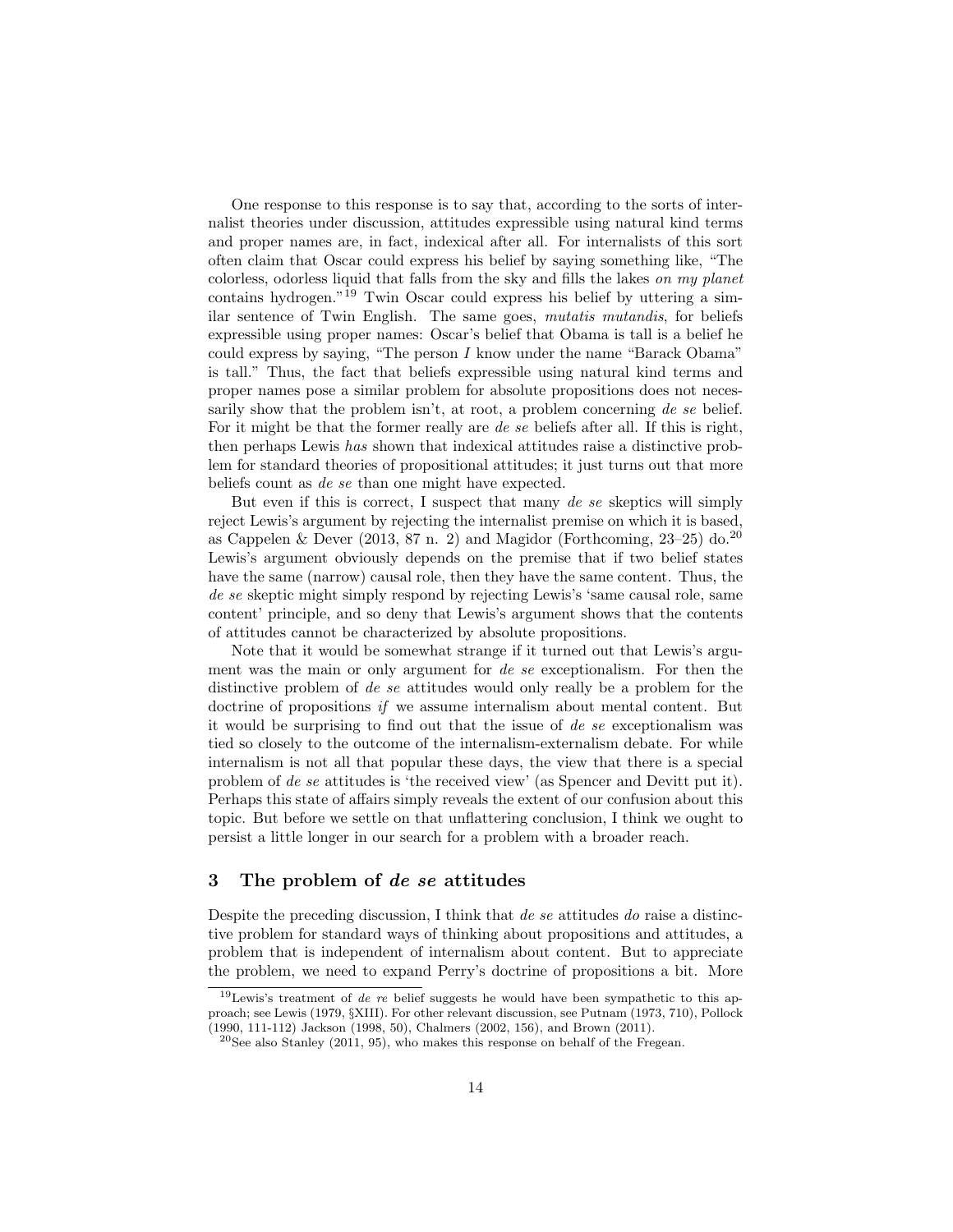One response to this response is to say that, according to the sorts of internalist theories under discussion, attitudes expressible using natural kind terms and proper names are, in fact, indexical after all. For internalists of this sort often claim that Oscar could express his belief by saying something like, "The colorless, odorless liquid that falls from the sky and fills the lakes *on my planet* contains hydrogen."[19] Twin Oscar could express his belief by uttering a similar sentence of Twin English. The same goes, *mutatis mutandis*, for beliefs expressible using proper names: Oscar's belief that Obama is tall is a belief he could express by saying, "The person *I* know under the name "Barack Obama" is tall." Thus, the fact that beliefs expressible using natural kind terms and proper names pose a similar problem for absolute propositions does not necessarily show that the problem isn't, at root, a problem concerning *de se* belief. For it might be that the former really are *de se* beliefs after all. If this is right, then perhaps Lewis *has* shown that indexical attitudes raise a distinctive problem for standard theories of propositional attitudes; it just turns out that more beliefs count as *de se* than one might have expected.

But even if this is correct, I suspect that many *de se* skeptics will simply reject Lewis's argument by rejecting the internalist premise on which it is based, as Cappelen & Dever (2013, 87 n. 2) and Magidor (Forthcoming, 23–25) do.[20] Lewis's argument obviously depends on the premise that if two belief states have the same (narrow) causal role, then they have the same content. Thus, the *de se* skeptic might simply respond by rejecting Lewis's 'same causal role, same content' principle, and so deny that Lewis's argument shows that the contents of attitudes cannot be characterized by absolute propositions.

Note that it would be somewhat strange if it turned out that Lewis's argument was the main or only argument for *de se* exceptionalism. For then the distinctive problem of *de se* attitudes would only really be a problem for the doctrine of propositions *if* we assume internalism about mental content. But it would be surprising to find out that the issue of *de se* exceptionalism was tied so closely to the outcome of the internalism-externalism debate. For while internalism is not all that popular these days, the view that there is a special problem of *de se* attitudes is 'the received view' (as Spencer and Devitt put it). Perhaps this state of affairs simply reveals the extent of our confusion about this topic. But before we settle on that unflattering conclusion, I think we ought to persist a little longer in our search for a problem with a broader reach.

## 3 The problem of *de se* attitudes

Despite the preceding discussion, I think that *de se* attitudes *do* raise a distinctive problem for standard ways of thinking about propositions and attitudes, a problem that is independent of internalism about content. But to appreciate the problem, we need to expand Perry's doctrine of propositions a bit. More

[19] Lewis's treatment of *de re* belief suggests he would have been sympathetic to this approach; see Lewis (1979, §XIII). For other relevant discussion, see Putnam (1973, 710), Pollock (1990, 111-112) Jackson (1998, 50), Chalmers (2002, 156), and Brown (2011).

[20] See also Stanley (2011, 95), who makes this response on behalf of the Fregean.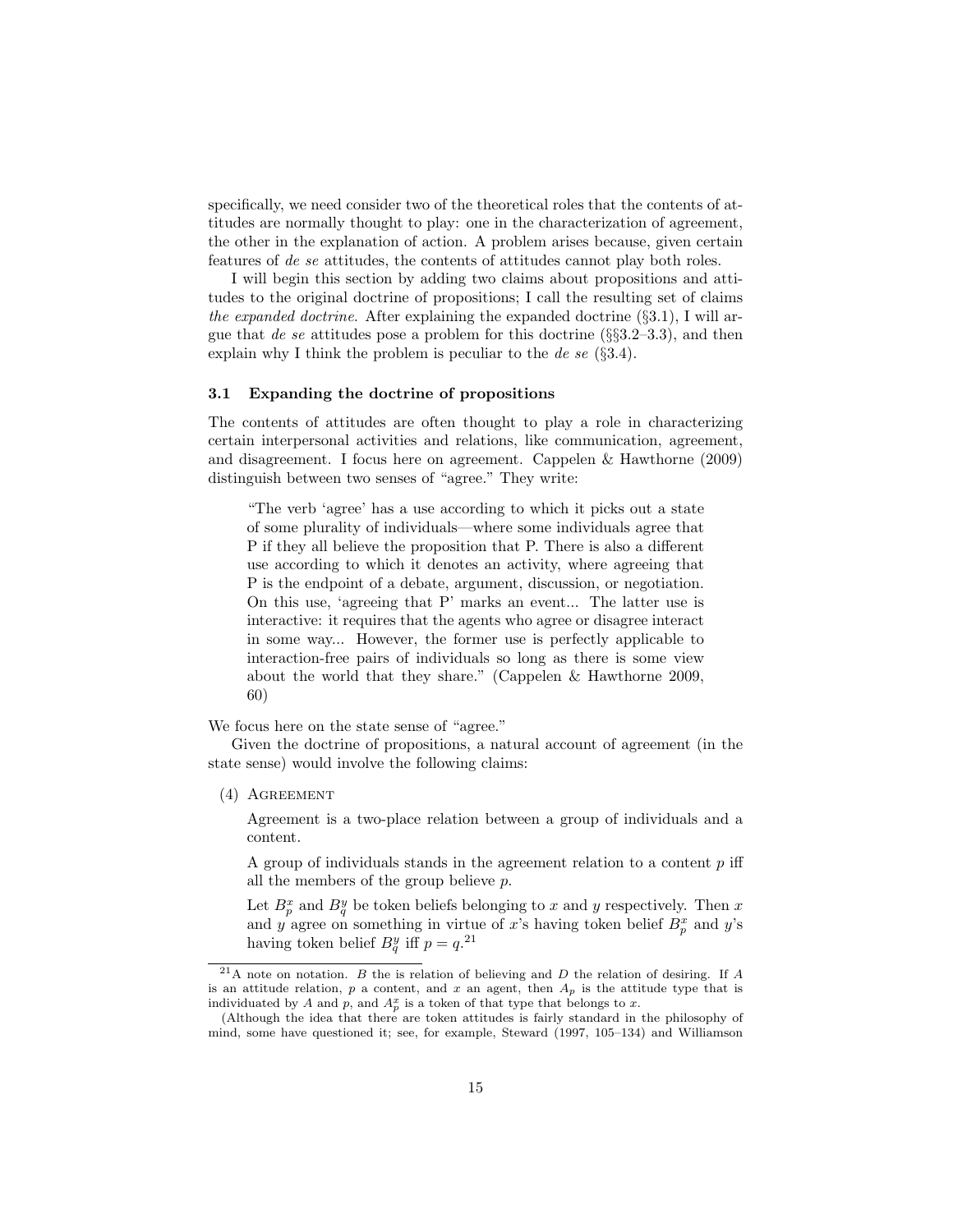specifically, we need consider two of the theoretical roles that the contents of attitudes are normally thought to play: one in the characterization of agreement, the other in the explanation of action. A problem arises because, given certain features of *de se* attitudes, the contents of attitudes cannot play both roles.

I will begin this section by adding two claims about propositions and attitudes to the original doctrine of propositions; I call the resulting set of claims *the expanded doctrine*. After explaining the expanded doctrine (§3.1), I will argue that *de se* attitudes pose a problem for this doctrine (§§3.2–3.3), and then explain why I think the problem is peculiar to the *de se* (§3.4).

### 3.1 Expanding the doctrine of propositions

The contents of attitudes are often thought to play a role in characterizing certain interpersonal activities and relations, like communication, agreement, and disagreement. I focus here on agreement. Cappelen & Hawthorne (2009) distinguish between two senses of "agree." They write:

> "The verb 'agree' has a use according to which it picks out a state of some plurality of individuals—where some individuals agree that P if they all believe the proposition that P. There is also a different use according to which it denotes an activity, where agreeing that P is the endpoint of a debate, argument, discussion, or negotiation. On this use, 'agreeing that P' marks an event... The latter use is interactive: it requires that the agents who agree or disagree interact in some way... However, the former use is perfectly applicable to interaction-free pairs of individuals so long as there is some view about the world that they share." (Cappelen & Hawthorne 2009, 60)

We focus here on the state sense of "agree."

Given the doctrine of propositions, a natural account of agreement (in the state sense) would involve the following claims:

(4) AGREEMENT

Agreement is a two-place relation between a group of individuals and a content.

A group of individuals stands in the agreement relation to a content $p$ iff all the members of the group believe $p$.

Let $B^x_p$ and $B^y_q$ be token beliefs belonging to $x$ and $y$ respectively. Then $x$ and $y$ agree on something in virtue of $x$'s having token belief $B^x_p$ and $y$'s having token belief $B^y_q$ iff $p = q$.[21]

---

[21] A note on notation. $B$ the is relation of believing and $D$ the relation of desiring. If $A$ is an attitude relation, $p$ a content, and $x$ an agent, then $A_p$ is the attitude type that is individuated by $A$ and $p$, and $A^x_p$ is a token of that type that belongs to $x$.

(Although the idea that there are token attitudes is fairly standard in the philosophy of mind, some have questioned it; see, for example, Steward (1997, 105–134) and Williamson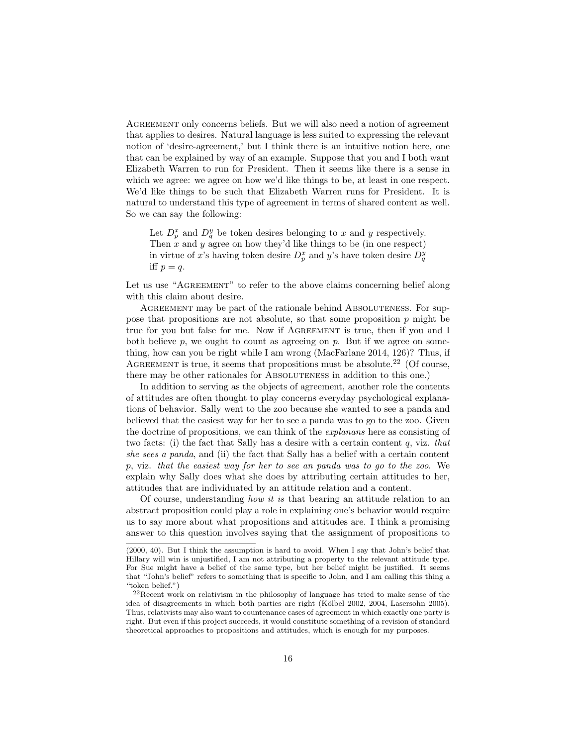Agreement only concerns beliefs. But we will also need a notion of agreement that applies to desires. Natural language is less suited to expressing the relevant notion of 'desire-agreement,' but I think there is an intuitive notion here, one that can be explained by way of an example. Suppose that you and I both want Elizabeth Warren to run for President. Then it seems like there is a sense in which we agree: we agree on how we'd like things to be, at least in one respect. We'd like things to be such that Elizabeth Warren runs for President. It is natural to understand this type of agreement in terms of shared content as well. So we can say the following:

> Let $D^x_p$ and $D^y_q$ be token desires belonging to $x$ and $y$ respectively. Then $x$ and $y$ agree on how they'd like things to be (in one respect) in virtue of $x$'s having token desire $D^x_p$ and $y$'s have token desire $D^y_q$ iff $p = q$.

Let us use "Agreement" to refer to the above claims concerning belief along with this claim about desire.

Agreement may be part of the rationale behind Absoluteness. For suppose that propositions are not absolute, so that some proposition $p$ might be true for you but false for me. Now if Agreement is true, then if you and I both believe $p$, we ought to count as agreeing on $p$. But if we agree on something, how can you be right while I am wrong (MacFarlane 2014, 126)? Thus, if Agreement is true, it seems that propositions must be absolute.[22] (Of course, there may be other rationales for Absoluteness in addition to this one.)

In addition to serving as the objects of agreement, another role the contents of attitudes are often thought to play concerns everyday psychological explanations of behavior. Sally went to the zoo because she wanted to see a panda and believed that the easiest way for her to see a panda was to go to the zoo. Given the doctrine of propositions, we can think of the *explanans* here as consisting of two facts: (i) the fact that Sally has a desire with a certain content $q$, viz. *that she sees a panda*, and (ii) the fact that Sally has a belief with a certain content $p$, viz. *that the easiest way for her to see an panda was to go to the zoo*. We explain why Sally does what she does by attributing certain attitudes to her, attitudes that are individuated by an attitude relation and a content.

Of course, understanding *how it is* that bearing an attitude relation to an abstract proposition could play a role in explaining one's behavior would require us to say more about what propositions and attitudes are. I think a promising answer to this question involves saying that the assignment of propositions to

---

(2000, 40). But I think the assumption is hard to avoid. When I say that John's belief that Hillary will win is unjustified, I am not attributing a property to the relevant attitude type. For Sue might have a belief of the same type, but her belief might be justified. It seems that "John's belief" refers to something that is specific to John, and I am calling this thing a "token belief.")

[22] Recent work on relativism in the philosophy of language has tried to make sense of the idea of disagreements in which both parties are right (Kölbel 2002, 2004, Lasersohn 2005). Thus, relativists may also want to countenance cases of agreement in which exactly one party is right. But even if this project succeeds, it would constitute something of a revision of standard theoretical approaches to propositions and attitudes, which is enough for my purposes.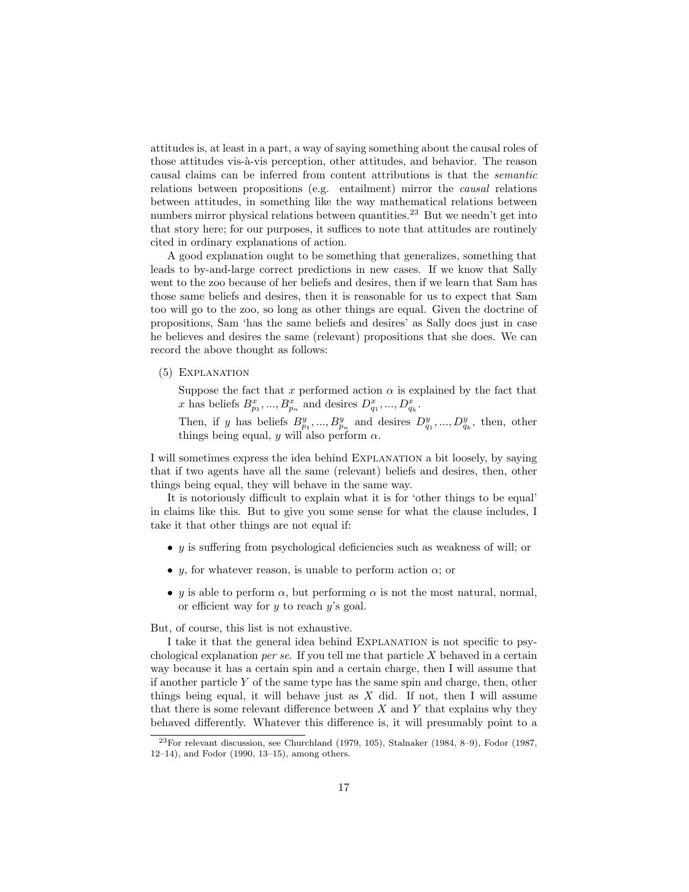attitudes is, at least in a part, a way of saying something about the causal roles of those attitudes vis-à-vis perception, other attitudes, and behavior. The reason causal claims can be inferred from content attributions is that the *semantic* relations between propositions (e.g. entailment) mirror the *causal* relations between attitudes, in something like the way mathematical relations between numbers mirror physical relations between quantities.[23] But we needn't get into that story here; for our purposes, it suffices to note that attitudes are routinely cited in ordinary explanations of action.

A good explanation ought to be something that generalizes, something that leads to by-and-large correct predictions in new cases. If we know that Sally went to the zoo because of her beliefs and desires, then if we learn that Sam has those same beliefs and desires, then it is reasonable for us to expect that Sam too will go to the zoo, so long as other things are equal. Given the doctrine of propositions, Sam 'has the same beliefs and desires' as Sally does just in case he believes and desires the same (relevant) propositions that she does. We can record the above thought as follows:

(5) Explanation

> Suppose the fact that $x$ performed action $\alpha$ is explained by the fact that $x$ has beliefs $B^x_{p_1}, ..., B^x_{p_n}$ and desires $D^x_{q_1}, ..., D^x_{q_k}$.
>
> Then, if $y$ has beliefs $B^y_{p_1}, ..., B^y_{p_n}$ and desires $D^y_{q_1}, ..., D^y_{q_k}$, then, other things being equal, $y$ will also perform $\alpha$.

I will sometimes express the idea behind Explanation a bit loosely, by saying that if two agents have all the same (relevant) beliefs and desires, then, other things being equal, they will behave in the same way.

It is notoriously difficult to explain what it is for 'other things to be equal' in claims like this. But to give you some sense for what the clause includes, I take it that other things are not equal if:

- $y$ is suffering from psychological deficiencies such as weakness of will; or
- $y$, for whatever reason, is unable to perform action $\alpha$; or
- $y$ is able to perform $\alpha$, but performing $\alpha$ is not the most natural, normal, or efficient way for $y$ to reach $y$'s goal.

But, of course, this list is not exhaustive.

I take it that the general idea behind Explanation is not specific to psychological explanation *per se*. If you tell me that particle $X$ behaved in a certain way because it has a certain spin and a certain charge, then I will assume that if another particle $Y$ of the same type has the same spin and charge, then, other things being equal, it will behave just as $X$ did. If not, then I will assume that there is some relevant difference between $X$ and $Y$ that explains why they behaved differently. Whatever this difference is, it will presumably point to a

[23] For relevant discussion, see Churchland (1979, 105), Stalnaker (1984, 8–9), Fodor (1987, 12–14), and Fodor (1990, 13–15), among others.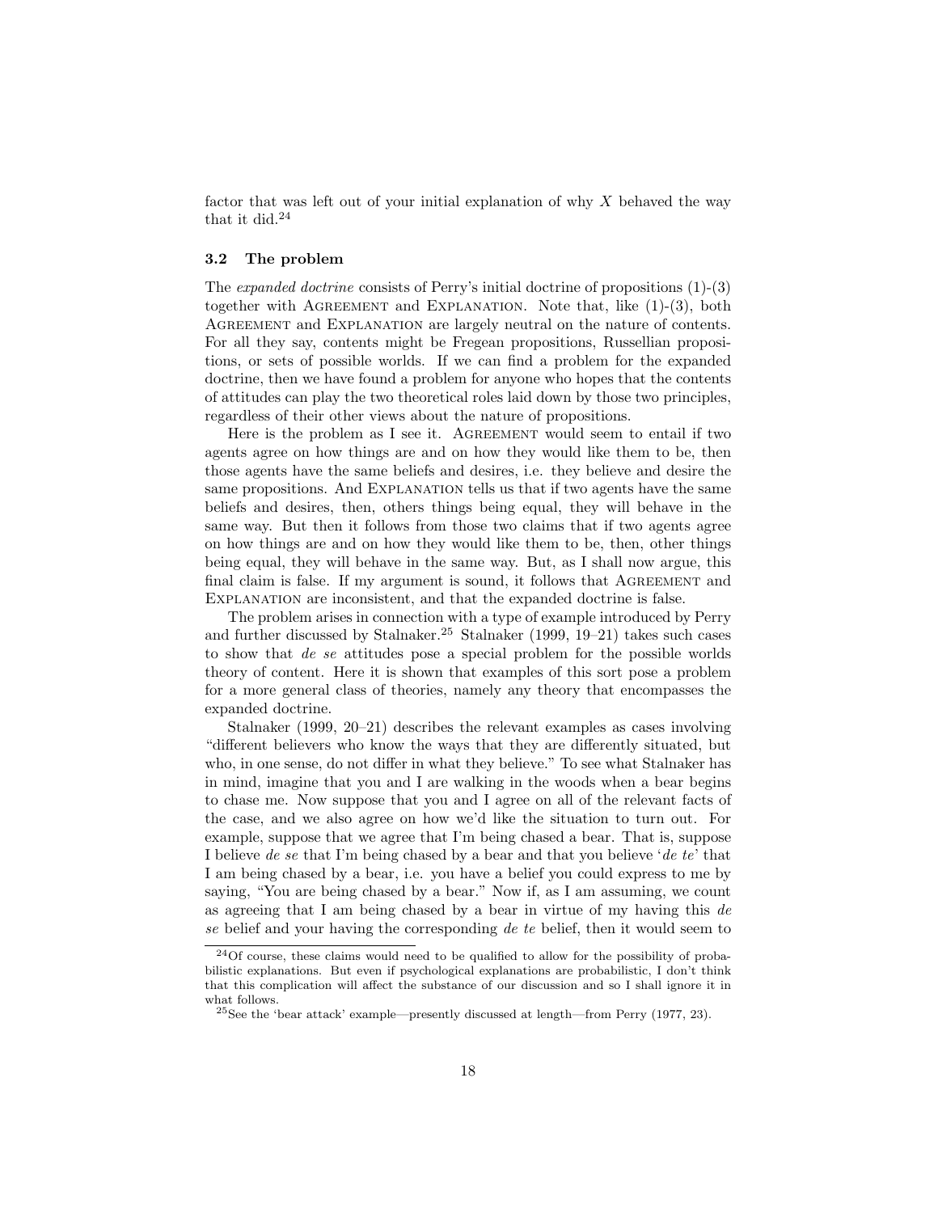factor that was left out of your initial explanation of why $X$ behaved the way that it did.[24]

### 3.2 The problem

The *expanded doctrine* consists of Perry's initial doctrine of propositions (1)-(3) together with AGREEMENT and EXPLANATION. Note that, like (1)-(3), both AGREEMENT and EXPLANATION are largely neutral on the nature of contents. For all they say, contents might be Fregean propositions, Russellian propositions, or sets of possible worlds. If we can find a problem for the expanded doctrine, then we have found a problem for anyone who hopes that the contents of attitudes can play the two theoretical roles laid down by those two principles, regardless of their other views about the nature of propositions.

Here is the problem as I see it. AGREEMENT would seem to entail if two agents agree on how things are and on how they would like them to be, then those agents have the same beliefs and desires, i.e. they believe and desire the same propositions. And EXPLANATION tells us that if two agents have the same beliefs and desires, then, others things being equal, they will behave in the same way. But then it follows from those two claims that if two agents agree on how things are and on how they would like them to be, then, other things being equal, they will behave in the same way. But, as I shall now argue, this final claim is false. If my argument is sound, it follows that AGREEMENT and EXPLANATION are inconsistent, and that the expanded doctrine is false.

The problem arises in connection with a type of example introduced by Perry and further discussed by Stalnaker.[25] Stalnaker (1999, 19–21) takes such cases to show that *de se* attitudes pose a special problem for the possible worlds theory of content. Here it is shown that examples of this sort pose a problem for a more general class of theories, namely any theory that encompasses the expanded doctrine.

Stalnaker (1999, 20–21) describes the relevant examples as cases involving "different believers who know the ways that they are differently situated, but who, in one sense, do not differ in what they believe." To see what Stalnaker has in mind, imagine that you and I are walking in the woods when a bear begins to chase me. Now suppose that you and I agree on all of the relevant facts of the case, and we also agree on how we'd like the situation to turn out. For example, suppose that we agree that I'm being chased a bear. That is, suppose I believe *de se* that I'm being chased by a bear and that you believe '*de te*' that I am being chased by a bear, i.e. you have a belief you could express to me by saying, "You are being chased by a bear." Now if, as I am assuming, we count as agreeing that I am being chased by a bear in virtue of my having this *de se* belief and your having the corresponding *de te* belief, then it would seem to

[24] Of course, these claims would need to be qualified to allow for the possibility of probabilistic explanations. But even if psychological explanations are probabilistic, I don't think that this complication will affect the substance of our discussion and so I shall ignore it in what follows.

[25] See the 'bear attack' example—presently discussed at length—from Perry (1977, 23).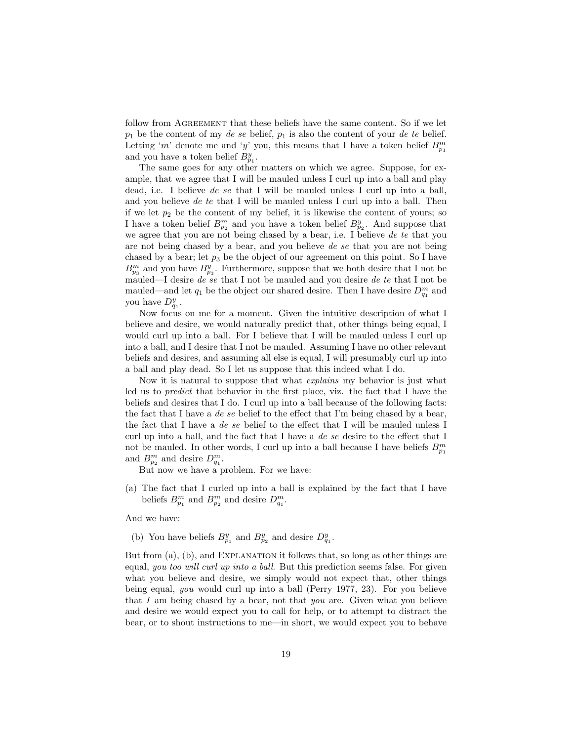follow from Agreement that these beliefs have the same content. So if we let $p_1$ be the content of my *de se* belief, $p_1$ is also the content of your *de te* belief. Letting '$m$' denote me and '$y$' you, this means that I have a token belief $B^m_{p_1}$ and you have a token belief $B^y_{p_1}$.

The same goes for any other matters on which we agree. Suppose, for example, that we agree that I will be mauled unless I curl up into a ball and play dead, i.e. I believe *de se* that I will be mauled unless I curl up into a ball, and you believe *de te* that I will be mauled unless I curl up into a ball. Then if we let $p_2$ be the content of my belief, it is likewise the content of yours; so I have a token belief $B^m_{p_2}$ and you have a token belief $B^y_{p_2}$. And suppose that we agree that you are not being chased by a bear, i.e. I believe *de te* that you are not being chased by a bear, and you believe *de se* that you are not being chased by a bear; let $p_3$ be the object of our agreement on this point. So I have $B^m_{p_3}$ and you have $B^y_{p_3}$. Furthermore, suppose that we both desire that I not be mauled—I desire *de se* that I not be mauled and you desire *de te* that I not be mauled—and let $q_1$ be the object our shared desire. Then I have desire $D^m_{q_1}$ and you have $D^y_{q_1}$.

Now focus on me for a moment. Given the intuitive description of what I believe and desire, we would naturally predict that, other things being equal, I would curl up into a ball. For I believe that I will be mauled unless I curl up into a ball, and I desire that I not be mauled. Assuming I have no other relevant beliefs and desires, and assuming all else is equal, I will presumably curl up into a ball and play dead. So I let us suppose that this indeed what I do.

Now it is natural to suppose that what *explains* my behavior is just what led us to *predict* that behavior in the first place, viz. the fact that I have the beliefs and desires that I do. I curl up into a ball because of the following facts: the fact that I have a *de se* belief to the effect that I'm being chased by a bear, the fact that I have a *de se* belief to the effect that I will be mauled unless I curl up into a ball, and the fact that I have a *de se* desire to the effect that I not be mauled. In other words, I curl up into a ball because I have beliefs $B^m_{p_1}$ and $B^m_{p_2}$ and desire $D^m_{q_1}$.

But now we have a problem. For we have:

(a) The fact that I curled up into a ball is explained by the fact that I have beliefs $B^m_{p_1}$ and $B^m_{p_2}$ and desire $D^m_{q_1}$.

And we have:

(b) You have beliefs $B^y_{p_1}$ and $B^y_{p_2}$ and desire $D^y_{q_1}$.

But from (a), (b), and Explanation it follows that, so long as other things are equal, *you too will curl up into a ball*. But this prediction seems false. For given what you believe and desire, we simply would not expect that, other things being equal, *you* would curl up into a ball (Perry 1977, 23). For you believe that *I* am being chased by a bear, not that *you* are. Given what you believe and desire we would expect you to call for help, or to attempt to distract the bear, or to shout instructions to me—in short, we would expect you to behave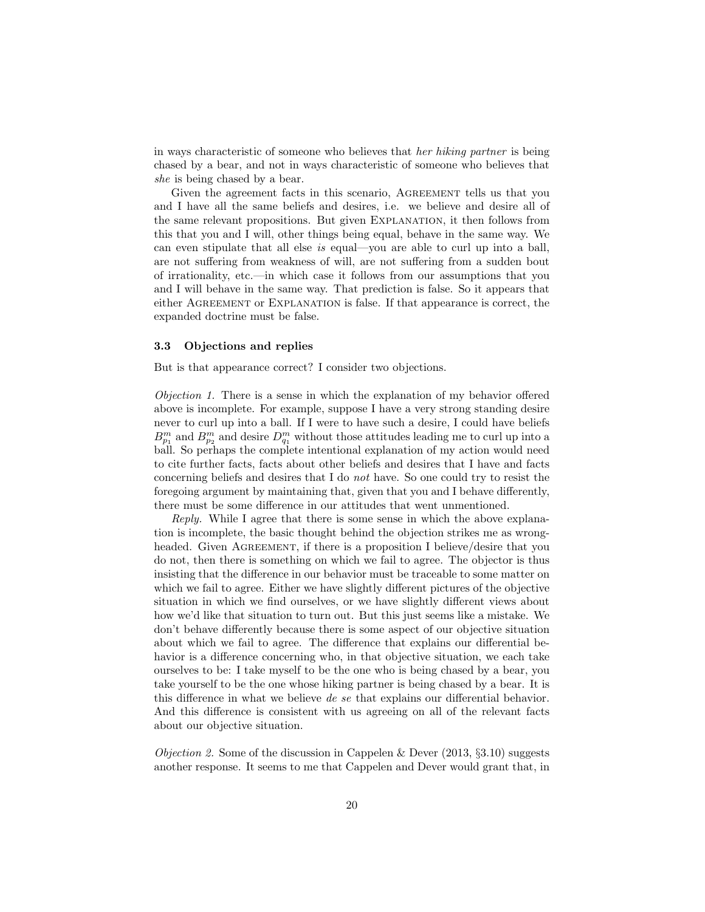in ways characteristic of someone who believes that *her hiking partner* is being chased by a bear, and not in ways characteristic of someone who believes that *she* is being chased by a bear.

Given the agreement facts in this scenario, Agreement tells us that you and I have all the same beliefs and desires, i.e. we believe and desire all of the same relevant propositions. But given Explanation, it then follows from this that you and I will, other things being equal, behave in the same way. We can even stipulate that all else *is* equal—you are able to curl up into a ball, are not suffering from weakness of will, are not suffering from a sudden bout of irrationality, etc.—in which case it follows from our assumptions that you and I will behave in the same way. That prediction is false. So it appears that either Agreement or Explanation is false. If that appearance is correct, the expanded doctrine must be false.

### 3.3 Objections and replies

But is that appearance correct? I consider two objections.

*Objection 1.* There is a sense in which the explanation of my behavior offered above is incomplete. For example, suppose I have a very strong standing desire never to curl up into a ball. If I were to have such a desire, I could have beliefs $B^m_{p_1}$ and $B^m_{p_2}$ and desire $D^m_{q_1}$ without those attitudes leading me to curl up into a ball. So perhaps the complete intentional explanation of my action would need to cite further facts, facts about other beliefs and desires that I have and facts concerning beliefs and desires that I do *not* have. So one could try to resist the foregoing argument by maintaining that, given that you and I behave differently, there must be some difference in our attitudes that went unmentioned.

*Reply.* While I agree that there is some sense in which the above explanation is incomplete, the basic thought behind the objection strikes me as wrongheaded. Given Agreement, if there is a proposition I believe/desire that you do not, then there is something on which we fail to agree. The objector is thus insisting that the difference in our behavior must be traceable to some matter on which we fail to agree. Either we have slightly different pictures of the objective situation in which we find ourselves, or we have slightly different views about how we'd like that situation to turn out. But this just seems like a mistake. We don't behave differently because there is some aspect of our objective situation about which we fail to agree. The difference that explains our differential behavior is a difference concerning who, in that objective situation, we each take ourselves to be: I take myself to be the one who is being chased by a bear, you take yourself to be the one whose hiking partner is being chased by a bear. It is this difference in what we believe *de se* that explains our differential behavior. And this difference is consistent with us agreeing on all of the relevant facts about our objective situation.

*Objection 2.* Some of the discussion in Cappelen & Dever (2013, §3.10) suggests another response. It seems to me that Cappelen and Dever would grant that, in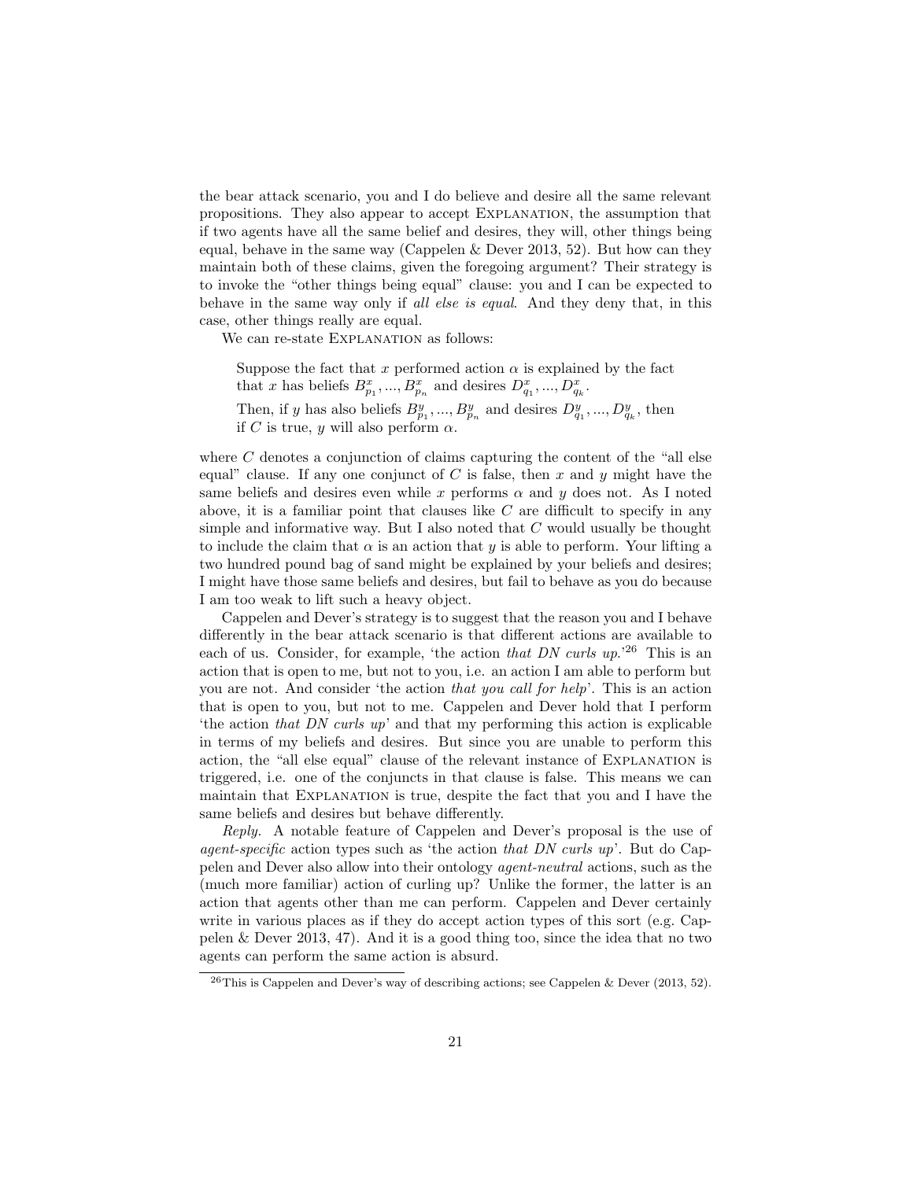the bear attack scenario, you and I do believe and desire all the same relevant propositions. They also appear to accept Explanation, the assumption that if two agents have all the same belief and desires, they will, other things being equal, behave in the same way (Cappelen & Dever 2013, 52). But how can they maintain both of these claims, given the foregoing argument? Their strategy is to invoke the "other things being equal" clause: you and I can be expected to behave in the same way only if *all else is equal*. And they deny that, in this case, other things really are equal.

We can re-state Explanation as follows:

> Suppose the fact that $x$ performed action $\alpha$ is explained by the fact that $x$ has beliefs $B^x_{p_1}, ..., B^x_{p_n}$ and desires $D^x_{q_1}, ..., D^x_{q_k}$.
>
> Then, if $y$ has also beliefs $B^y_{p_1}, ..., B^y_{p_n}$ and desires $D^y_{q_1}, ..., D^y_{q_k}$, then if $C$ is true, $y$ will also perform $\alpha$.

where $C$ denotes a conjunction of claims capturing the content of the "all else equal" clause. If any one conjunct of $C$ is false, then $x$ and $y$ might have the same beliefs and desires even while $x$ performs $\alpha$ and $y$ does not. As I noted above, it is a familiar point that clauses like $C$ are difficult to specify in any simple and informative way. But I also noted that $C$ would usually be thought to include the claim that $\alpha$ is an action that $y$ is able to perform. Your lifting a two hundred pound bag of sand might be explained by your beliefs and desires; I might have those same beliefs and desires, but fail to behave as you do because I am too weak to lift such a heavy object.

Cappelen and Dever's strategy is to suggest that the reason you and I behave differently in the bear attack scenario is that different actions are available to each of us. Consider, for example, 'the action *that DN curls up*.'[26] This is an action that is open to me, but not to you, i.e. an action I am able to perform but you are not. And consider 'the action *that you call for help*'. This is an action that is open to you, but not to me. Cappelen and Dever hold that I perform 'the action *that DN curls up*' and that my performing this action is explicable in terms of my beliefs and desires. But since you are unable to perform this action, the "all else equal" clause of the relevant instance of Explanation is triggered, i.e. one of the conjuncts in that clause is false. This means we can maintain that Explanation is true, despite the fact that you and I have the same beliefs and desires but behave differently.

*Reply.* A notable feature of Cappelen and Dever's proposal is the use of *agent-specific* action types such as 'the action *that DN curls up*'. But do Cappelen and Dever also allow into their ontology *agent-neutral* actions, such as the (much more familiar) action of curling up? Unlike the former, the latter is an action that agents other than me can perform. Cappelen and Dever certainly write in various places as if they do accept action types of this sort (e.g. Cappelen & Dever 2013, 47). And it is a good thing too, since the idea that no two agents can perform the same action is absurd.

[26] This is Cappelen and Dever's way of describing actions; see Cappelen & Dever (2013, 52).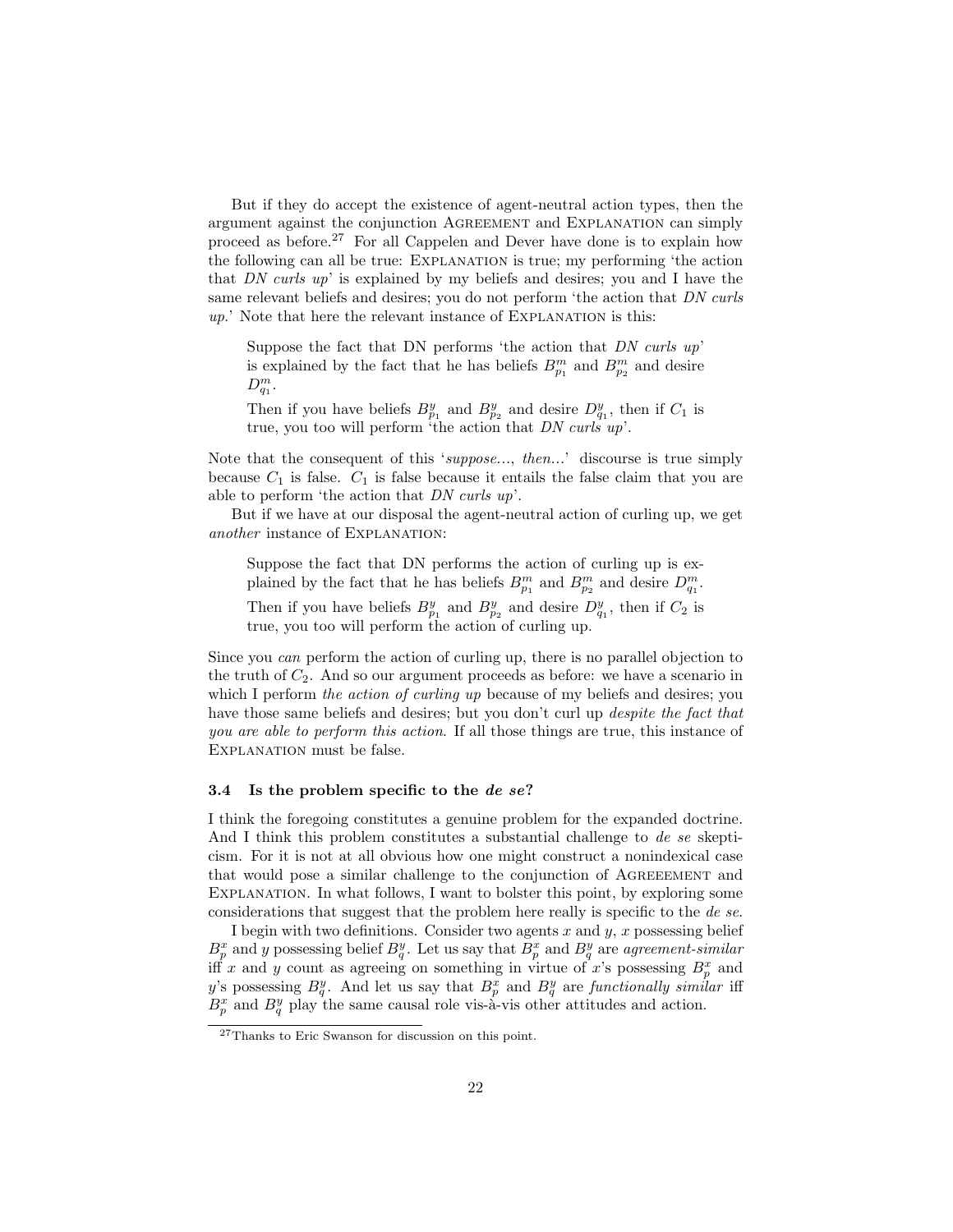But if they do accept the existence of agent-neutral action types, then the argument against the conjunction AGREEMENT and EXPLANATION can simply proceed as before.[27] For all Cappelen and Dever have done is to explain how the following can all be true: EXPLANATION is true; my performing 'the action that *DN curls up*' is explained by my beliefs and desires; you and I have the same relevant beliefs and desires; you do not perform 'the action that *DN curls up*.' Note that here the relevant instance of EXPLANATION is this:

> Suppose the fact that DN performs 'the action that *DN curls up*' is explained by the fact that he has beliefs $B^m_{p_1}$ and $B^m_{p_2}$ and desire $D^m_{q_1}$.
>
> Then if you have beliefs $B^y_{p_1}$ and $B^y_{p_2}$ and desire $D^y_{q_1}$, then if $C_1$ is true, you too will perform 'the action that *DN curls up*'.

Note that the consequent of this '*suppose...*, *then...*' discourse is true simply because $C_1$ is false. $C_1$ is false because it entails the false claim that you are able to perform 'the action that *DN curls up*'.

But if we have at our disposal the agent-neutral action of curling up, we get *another* instance of EXPLANATION:

> Suppose the fact that DN performs the action of curling up is explained by the fact that he has beliefs $B^m_{p_1}$ and $B^m_{p_2}$ and desire $D^m_{q_1}$.
>
> Then if you have beliefs $B^y_{p_1}$ and $B^y_{p_2}$ and desire $D^y_{q_1}$, then if $C_2$ is true, you too will perform the action of curling up.

Since you *can* perform the action of curling up, there is no parallel objection to the truth of $C_2$. And so our argument proceeds as before: we have a scenario in which I perform *the action of curling up* because of my beliefs and desires; you have those same beliefs and desires; but you don't curl up *despite the fact that you are able to perform this action*. If all those things are true, this instance of EXPLANATION must be false.

### 3.4 Is the problem specific to the *de se*?

I think the foregoing constitutes a genuine problem for the expanded doctrine. And I think this problem constitutes a substantial challenge to *de se* skepticism. For it is not at all obvious how one might construct a nonindexical case that would pose a similar challenge to the conjunction of AGREEEMENT and EXPLANATION. In what follows, I want to bolster this point, by exploring some considerations that suggest that the problem here really is specific to the *de se*.

I begin with two definitions. Consider two agents $x$ and $y$, $x$ possessing belief $B^x_p$ and $y$ possessing belief $B^y_q$. Let us say that $B^x_p$ and $B^y_q$ are *agreement-similar* iff $x$ and $y$ count as agreeing on something in virtue of $x$'s possessing $B^x_p$ and $y$'s possessing $B^y_q$. And let us say that $B^x_p$ and $B^y_q$ are *functionally similar* iff $B^x_p$ and $B^y_q$ play the same causal role vis-à-vis other attitudes and action.

[27] Thanks to Eric Swanson for discussion on this point.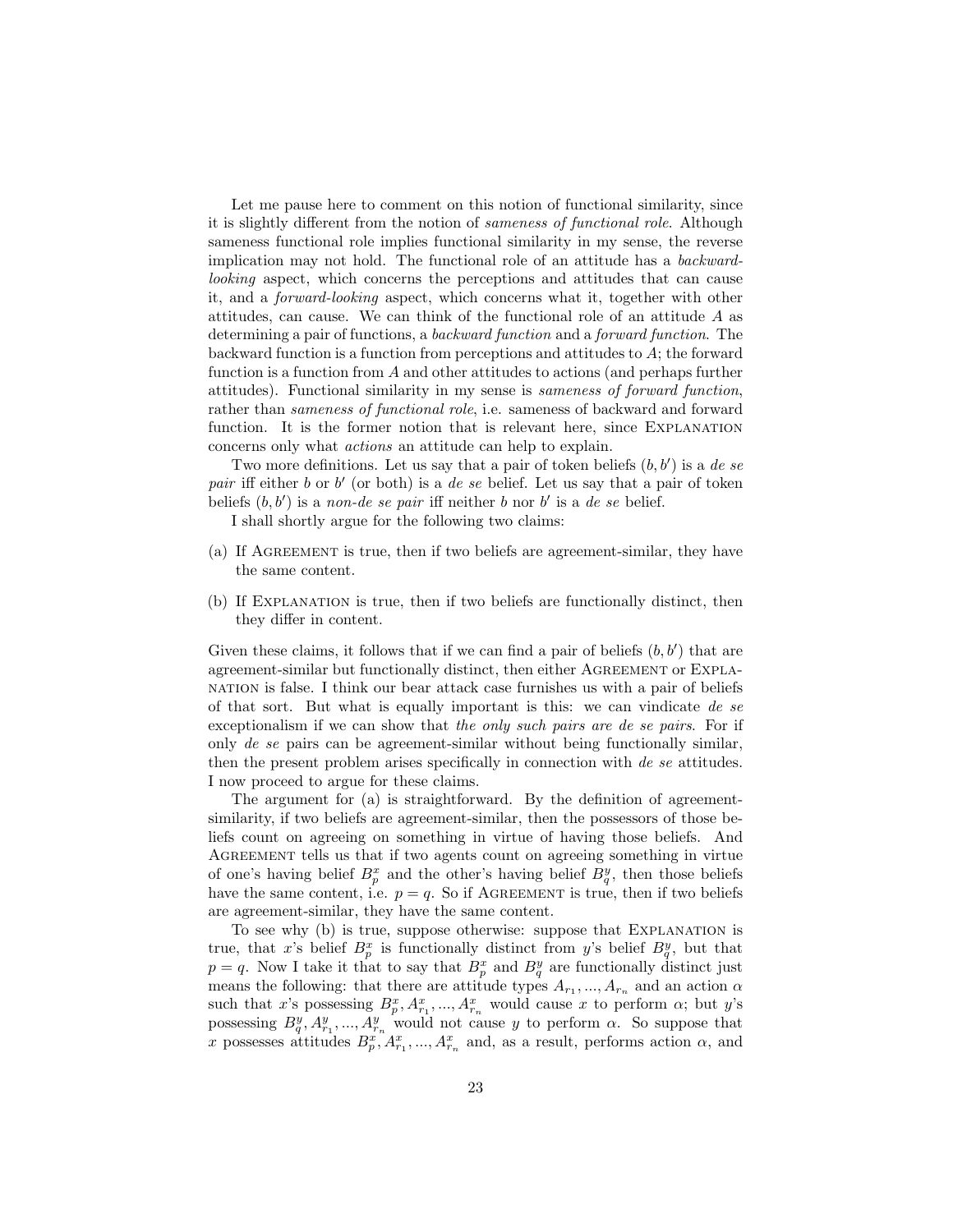Let me pause here to comment on this notion of functional similarity, since it is slightly different from the notion of *sameness of functional role*. Although sameness functional role implies functional similarity in my sense, the reverse implication may not hold. The functional role of an attitude has a *backward-looking* aspect, which concerns the perceptions and attitudes that can cause it, and a *forward-looking* aspect, which concerns what it, together with other attitudes, can cause. We can think of the functional role of an attitude $A$ as determining a pair of functions, a *backward function* and a *forward function*. The backward function is a function from perceptions and attitudes to $A$; the forward function is a function from $A$ and other attitudes to actions (and perhaps further attitudes). Functional similarity in my sense is *sameness of forward function*, rather than *sameness of functional role*, i.e. sameness of backward and forward function. It is the former notion that is relevant here, since EXPLANATION concerns only what *actions* an attitude can help to explain.

Two more definitions. Let us say that a pair of token beliefs $(b, b')$ is a *de se pair* iff either $b$ or $b'$ (or both) is a *de se* belief. Let us say that a pair of token beliefs $(b, b')$ is a *non-de se pair* iff neither $b$ nor $b'$ is a *de se* belief.

I shall shortly argue for the following two claims:

(a) If AGREEMENT is true, then if two beliefs are agreement-similar, they have the same content.

(b) If EXPLANATION is true, then if two beliefs are functionally distinct, then they differ in content.

Given these claims, it follows that if we can find a pair of beliefs $(b, b')$ that are agreement-similar but functionally distinct, then either AGREEMENT or EXPLANATION is false. I think our bear attack case furnishes us with a pair of beliefs of that sort. But what is equally important is this: we can vindicate *de se* exceptionalism if we can show that *the only such pairs are de se pairs*. For if only *de se* pairs can be agreement-similar without being functionally similar, then the present problem arises specifically in connection with *de se* attitudes. I now proceed to argue for these claims.

The argument for (a) is straightforward. By the definition of agreement-similarity, if two beliefs are agreement-similar, then the possessors of those beliefs count on agreeing on something in virtue of having those beliefs. And AGREEMENT tells us that if two agents count on agreeing something in virtue of one's having belief $B_p^x$ and the other's having belief $B_q^y$, then those beliefs have the same content, i.e. $p = q$. So if AGREEMENT is true, then if two beliefs are agreement-similar, they have the same content.

To see why (b) is true, suppose otherwise: suppose that EXPLANATION is true, that $x$'s belief $B_p^x$ is functionally distinct from $y$'s belief $B_q^y$, but that $p = q$. Now I take it that to say that $B_p^x$ and $B_q^y$ are functionally distinct just means the following: that there are attitude types $A_{r_1}, ..., A_{r_n}$ and an action $\alpha$ such that $x$'s possessing $B_p^x, A_{r_1}^x, ..., A_{r_n}^x$ would cause $x$ to perform $\alpha$; but $y$'s possessing $B_q^y, A_{r_1}^y, ..., A_{r_n}^y$ would not cause $y$ to perform $\alpha$. So suppose that $x$ possesses attitudes $B_p^x, A_{r_1}^x, ..., A_{r_n}^x$ and, as a result, performs action $\alpha$, and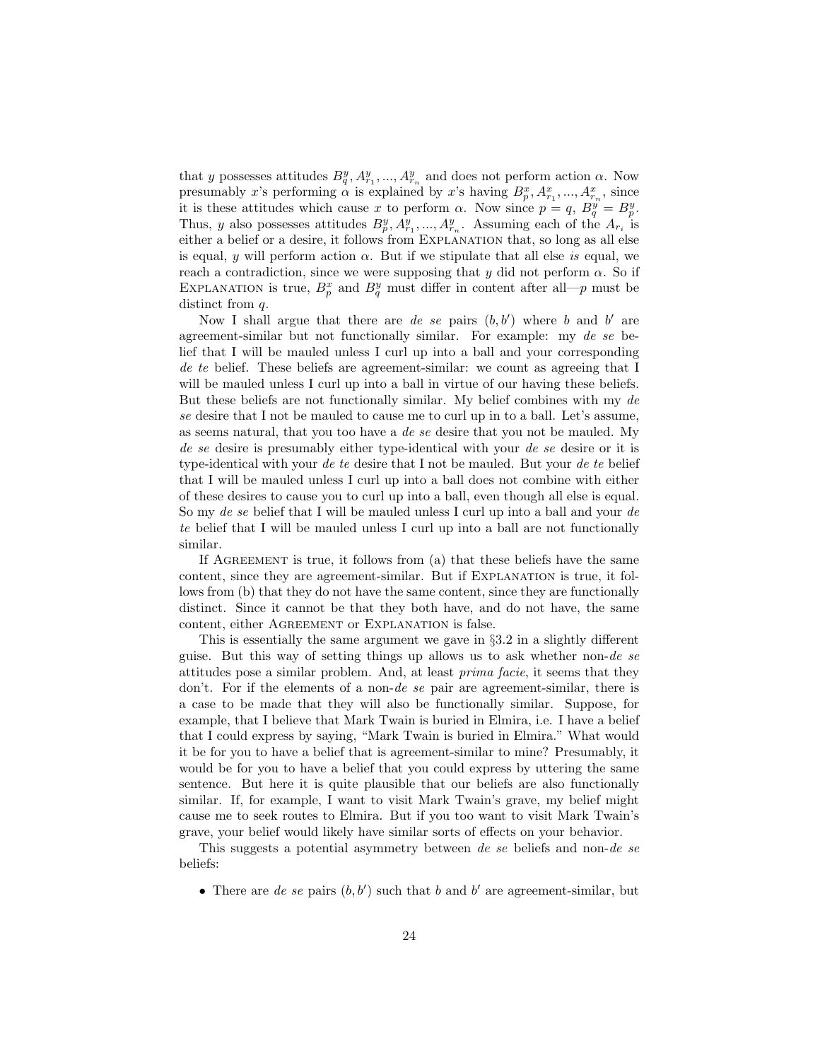that $y$ possesses attitudes $B^y_q, A^y_{r_1}, ..., A^y_{r_n}$ and does not perform action $\alpha$. Now presumably $x$'s performing $\alpha$ is explained by $x$'s having $B^x_p, A^x_{r_1}, ..., A^x_{r_n}$, since it is these attitudes which cause $x$ to perform $\alpha$. Now since $p = q$, $B^y_q = B^y_p$. Thus, $y$ also possesses attitudes $B^y_p, A^y_{r_1}, ..., A^y_{r_n}$. Assuming each of the $A_{r_i}$ is either a belief or a desire, it follows from EXPLANATION that, so long as all else is equal, $y$ will perform action $\alpha$. But if we stipulate that all else *is* equal, we reach a contradiction, since we were supposing that $y$ did not perform $\alpha$. So if EXPLANATION is true, $B^x_p$ and $B^y_q$ must differ in content after all—$p$ must be distinct from $q$.

Now I shall argue that there are *de se* pairs $(b, b')$ where $b$ and $b'$ are agreement-similar but not functionally similar. For example: my *de se* belief that I will be mauled unless I curl up into a ball and your corresponding *de te* belief. These beliefs are agreement-similar: we count as agreeing that I will be mauled unless I curl up into a ball in virtue of our having these beliefs. But these beliefs are not functionally similar. My belief combines with my *de se* desire that I not be mauled to cause me to curl up in to a ball. Let's assume, as seems natural, that you too have a *de se* desire that you not be mauled. My *de se* desire is presumably either type-identical with your *de se* desire or it is type-identical with your *de te* desire that I not be mauled. But your *de te* belief that I will be mauled unless I curl up into a ball does not combine with either of these desires to cause you to curl up into a ball, even though all else is equal. So my *de se* belief that I will be mauled unless I curl up into a ball and your *de te* belief that I will be mauled unless I curl up into a ball are not functionally similar.

If AGREEMENT is true, it follows from (a) that these beliefs have the same content, since they are agreement-similar. But if EXPLANATION is true, it follows from (b) that they do not have the same content, since they are functionally distinct. Since it cannot be that they both have, and do not have, the same content, either AGREEMENT or EXPLANATION is false.

This is essentially the same argument we gave in §3.2 in a slightly different guise. But this way of setting things up allows us to ask whether non-*de se* attitudes pose a similar problem. And, at least *prima facie*, it seems that they don't. For if the elements of a non-*de se* pair are agreement-similar, there is a case to be made that they will also be functionally similar. Suppose, for example, that I believe that Mark Twain is buried in Elmira, i.e. I have a belief that I could express by saying, "Mark Twain is buried in Elmira." What would it be for you to have a belief that is agreement-similar to mine? Presumably, it would be for you to have a belief that you could express by uttering the same sentence. But here it is quite plausible that our beliefs are also functionally similar. If, for example, I want to visit Mark Twain's grave, my belief might cause me to seek routes to Elmira. But if you too want to visit Mark Twain's grave, your belief would likely have similar sorts of effects on your behavior.

This suggests a potential asymmetry between *de se* beliefs and non-*de se* beliefs:

- There are *de se* pairs $(b, b')$ such that $b$ and $b'$ are agreement-similar, but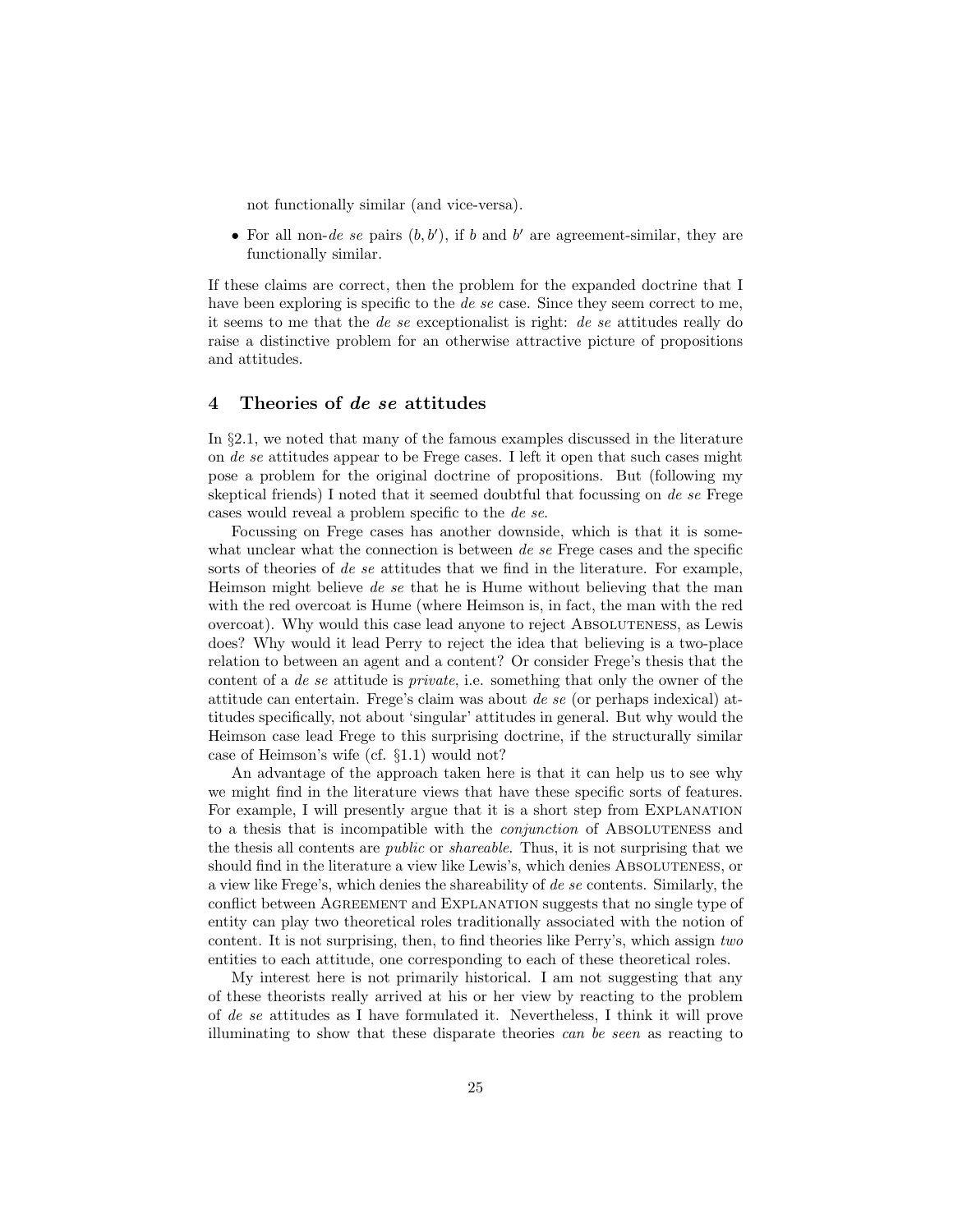not functionally similar (and vice-versa).

- For all non-*de se* pairs $(b, b')$, if $b$ and $b'$ are agreement-similar, they are functionally similar.

If these claims are correct, then the problem for the expanded doctrine that I have been exploring is specific to the *de se* case. Since they seem correct to me, it seems to me that the *de se* exceptionalist is right: *de se* attitudes really do raise a distinctive problem for an otherwise attractive picture of propositions and attitudes.

## 4 Theories of *de se* attitudes

In §2.1, we noted that many of the famous examples discussed in the literature on *de se* attitudes appear to be Frege cases. I left it open that such cases might pose a problem for the original doctrine of propositions. But (following my skeptical friends) I noted that it seemed doubtful that focussing on *de se* Frege cases would reveal a problem specific to the *de se*.

Focussing on Frege cases has another downside, which is that it is somewhat unclear what the connection is between *de se* Frege cases and the specific sorts of theories of *de se* attitudes that we find in the literature. For example, Heimson might believe *de se* that he is Hume without believing that the man with the red overcoat is Hume (where Heimson is, in fact, the man with the red overcoat). Why would this case lead anyone to reject Absoluteness, as Lewis does? Why would it lead Perry to reject the idea that believing is a two-place relation to between an agent and a content? Or consider Frege's thesis that the content of a *de se* attitude is *private*, i.e. something that only the owner of the attitude can entertain. Frege's claim was about *de se* (or perhaps indexical) attitudes specifically, not about 'singular' attitudes in general. But why would the Heimson case lead Frege to this surprising doctrine, if the structurally similar case of Heimson's wife (cf. §1.1) would not?

An advantage of the approach taken here is that it can help us to see why we might find in the literature views that have these specific sorts of features. For example, I will presently argue that it is a short step from Explanation to a thesis that is incompatible with the *conjunction* of Absoluteness and the thesis all contents are *public* or *shareable*. Thus, it is not surprising that we should find in the literature a view like Lewis's, which denies Absoluteness, or a view like Frege's, which denies the shareability of *de se* contents. Similarly, the conflict between Agreement and Explanation suggests that no single type of entity can play two theoretical roles traditionally associated with the notion of content. It is not surprising, then, to find theories like Perry's, which assign *two* entities to each attitude, one corresponding to each of these theoretical roles.

My interest here is not primarily historical. I am not suggesting that any of these theorists really arrived at his or her view by reacting to the problem of *de se* attitudes as I have formulated it. Nevertheless, I think it will prove illuminating to show that these disparate theories *can be seen* as reacting to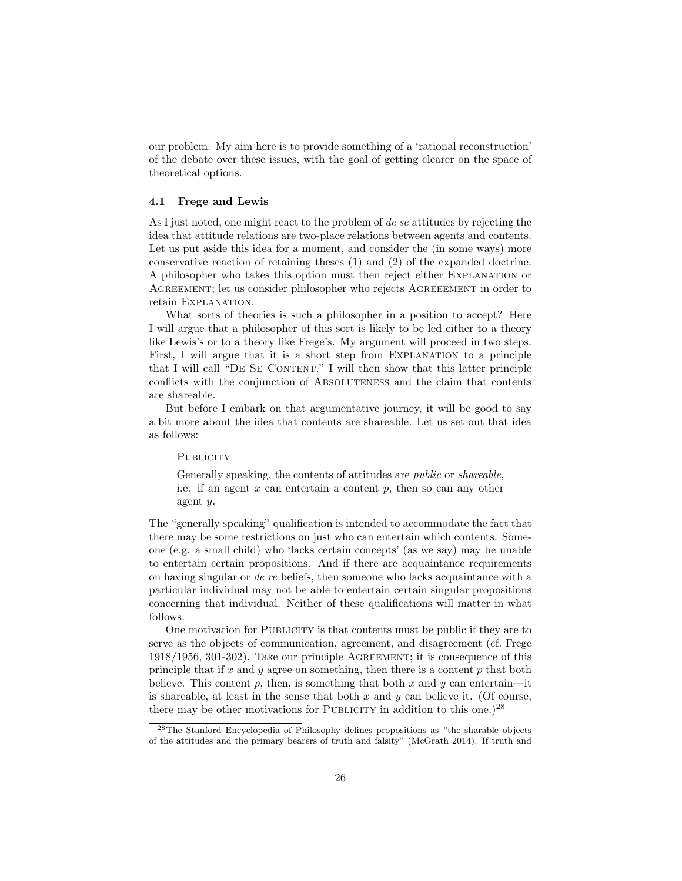our problem. My aim here is to provide something of a 'rational reconstruction' of the debate over these issues, with the goal of getting clearer on the space of theoretical options.

### 4.1 Frege and Lewis

As I just noted, one might react to the problem of *de se* attitudes by rejecting the idea that attitude relations are two-place relations between agents and contents. Let us put aside this idea for a moment, and consider the (in some ways) more conservative reaction of retaining theses (1) and (2) of the expanded doctrine. A philosopher who takes this option must then reject either Explanation or Agreement; let us consider philosopher who rejects Agreeement in order to retain Explanation.

What sorts of theories is such a philosopher in a position to accept? Here I will argue that a philosopher of this sort is likely to be led either to a theory like Lewis's or to a theory like Frege's. My argument will proceed in two steps. First, I will argue that it is a short step from Explanation to a principle that I will call "De Se Content." I will then show that this latter principle conflicts with the conjunction of Absoluteness and the claim that contents are shareable.

But before I embark on that argumentative journey, it will be good to say a bit more about the idea that contents are shareable. Let us set out that idea as follows:

> Publicity
>
> Generally speaking, the contents of attitudes are *public* or *shareable*, i.e. if an agent $x$ can entertain a content $p$, then so can any other agent $y$.

The "generally speaking" qualification is intended to accommodate the fact that there may be some restrictions on just who can entertain which contents. Someone (e.g. a small child) who 'lacks certain concepts' (as we say) may be unable to entertain certain propositions. And if there are acquaintance requirements on having singular or *de re* beliefs, then someone who lacks acquaintance with a particular individual may not be able to entertain certain singular propositions concerning that individual. Neither of these qualifications will matter in what follows.

One motivation for Publicity is that contents must be public if they are to serve as the objects of communication, agreement, and disagreement (cf. Frege 1918/1956, 301-302). Take our principle Agreement; it is consequence of this principle that if $x$ and $y$ agree on something, then there is a content $p$ that both believe. This content $p$, then, is something that both $x$ and $y$ can entertain—it is shareable, at least in the sense that both $x$ and $y$ can believe it. (Of course, there may be other motivations for Publicity in addition to this one.)[28]

[28] The Stanford Encyclopedia of Philosophy defines propositions as "the sharable objects of the attitudes and the primary bearers of truth and falsity" (McGrath 2014). If truth and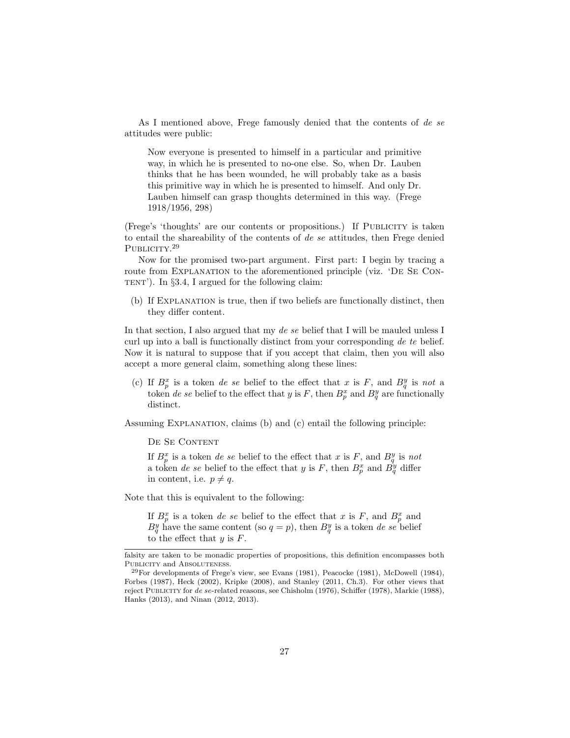As I mentioned above, Frege famously denied that the contents of *de se* attitudes were public:

> Now everyone is presented to himself in a particular and primitive way, in which he is presented to no-one else. So, when Dr. Lauben thinks that he has been wounded, he will probably take as a basis this primitive way in which he is presented to himself. And only Dr. Lauben himself can grasp thoughts determined in this way. (Frege 1918/1956, 298)

(Frege's 'thoughts' are our contents or propositions.) If PUBLICITY is taken to entail the shareability of the contents of *de se* attitudes, then Frege denied PUBLICITY.[29]

Now for the promised two-part argument. First part: I begin by tracing a route from EXPLANATION to the aforementioned principle (viz. 'DE SE CONTENT'). In §3.4, I argued for the following claim:

(b) If EXPLANATION is true, then if two beliefs are functionally distinct, then they differ content.

In that section, I also argued that my *de se* belief that I will be mauled unless I curl up into a ball is functionally distinct from your corresponding *de te* belief. Now it is natural to suppose that if you accept that claim, then you will also accept a more general claim, something along these lines:

(c) If $B_p^x$ is a token *de se* belief to the effect that $x$ is $F$, and $B_q^y$ is *not* a token *de se* belief to the effect that $y$ is $F$, then $B_p^x$ and $B_q^y$ are functionally distinct.

Assuming EXPLANATION, claims (b) and (c) entail the following principle:

> DE SE CONTENT
>
> If $B_p^x$ is a token *de se* belief to the effect that $x$ is $F$, and $B_q^y$ is *not* a token *de se* belief to the effect that $y$ is $F$, then $B_p^x$ and $B_q^y$ differ in content, i.e. $p \neq q$.

Note that this is equivalent to the following:

> If $B_p^x$ is a token *de se* belief to the effect that $x$ is $F$, and $B_p^x$ and $B_q^y$ have the same content (so $q = p$), then $B_q^y$ is a token *de se* belief to the effect that $y$ is $F$.

---

falsity are taken to be monadic properties of propositions, this definition encompasses both PUBLICITY and ABSOLUTENESS.

[29] For developments of Frege's view, see Evans (1981), Peacocke (1981), McDowell (1984), Forbes (1987), Heck (2002), Kripke (2008), and Stanley (2011, Ch.3). For other views that reject PUBLICITY for *de se*-related reasons, see Chisholm (1976), Schiffer (1978), Markie (1988), Hanks (2013), and Ninan (2012, 2013).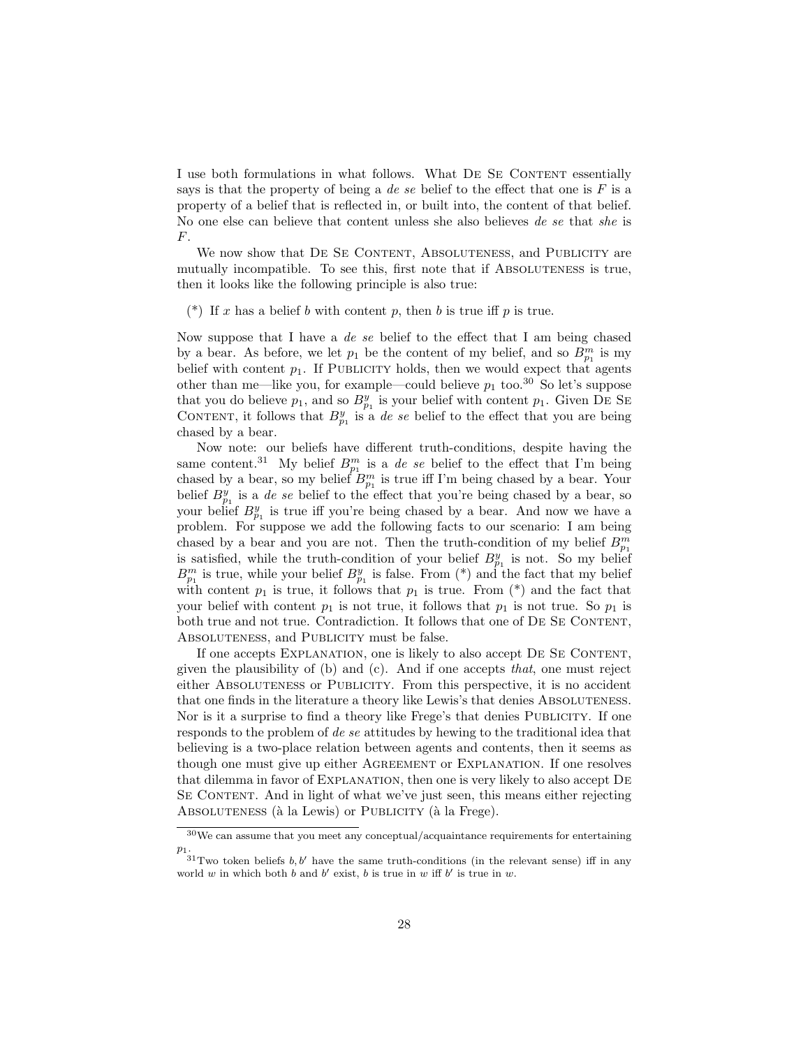I use both formulations in what follows. What De Se Content essentially says is that the property of being a *de se* belief to the effect that one is $F$ is a property of a belief that is reflected in, or built into, the content of that belief. No one else can believe that content unless she also believes *de se* that *she* is $F$.

We now show that De Se Content, Absoluteness, and Publicity are mutually incompatible. To see this, first note that if Absoluteness is true, then it looks like the following principle is also true:

(*) If $x$ has a belief $b$ with content $p$, then $b$ is true iff $p$ is true.

Now suppose that I have a *de se* belief to the effect that I am being chased by a bear. As before, we let $p_1$ be the content of my belief, and so $B^m_{p_1}$ is my belief with content $p_1$. If Publicity holds, then we would expect that agents other than me—like you, for example—could believe $p_1$ too.[30] So let's suppose that you do believe $p_1$, and so $B^y_{p_1}$ is your belief with content $p_1$. Given De Se Content, it follows that $B^y_{p_1}$ is a *de se* belief to the effect that you are being chased by a bear.

Now note: our beliefs have different truth-conditions, despite having the same content.[31] My belief $B^m_{p_1}$ is a *de se* belief to the effect that I'm being chased by a bear, so my belief $B^m_{p_1}$ is true iff I'm being chased by a bear. Your belief $B^y_{p_1}$ is a *de se* belief to the effect that you're being chased by a bear, so your belief $B^y_{p_1}$ is true iff you're being chased by a bear. And now we have a problem. For suppose we add the following facts to our scenario: I am being chased by a bear and you are not. Then the truth-condition of my belief $B^m_{p_1}$ is satisfied, while the truth-condition of your belief $B^y_{p_1}$ is not. So my belief $B^m_{p_1}$ is true, while your belief $B^y_{p_1}$ is false. From (*) and the fact that my belief with content $p_1$ is true, it follows that $p_1$ is true. From (*) and the fact that your belief with content $p_1$ is not true, it follows that $p_1$ is not true. So $p_1$ is both true and not true. Contradiction. It follows that one of De Se Content, Absoluteness, and Publicity must be false.

If one accepts Explanation, one is likely to also accept De Se Content, given the plausibility of (b) and (c). And if one accepts *that*, one must reject either Absoluteness or Publicity. From this perspective, it is no accident that one finds in the literature a theory like Lewis's that denies Absoluteness. Nor is it a surprise to find a theory like Frege's that denies Publicity. If one responds to the problem of *de se* attitudes by hewing to the traditional idea that believing is a two-place relation between agents and contents, then it seems as though one must give up either Agreement or Explanation. If one resolves that dilemma in favor of Explanation, then one is very likely to also accept De Se Content. And in light of what we've just seen, this means either rejecting Absoluteness (à la Lewis) or Publicity (à la Frege).

[30] We can assume that you meet any conceptual/acquaintance requirements for entertaining $p_1$.

[31] Two token beliefs $b, b'$ have the same truth-conditions (in the relevant sense) iff in any world $w$ in which both $b$ and $b'$ exist, $b$ is true in $w$ iff $b'$ is true in $w$.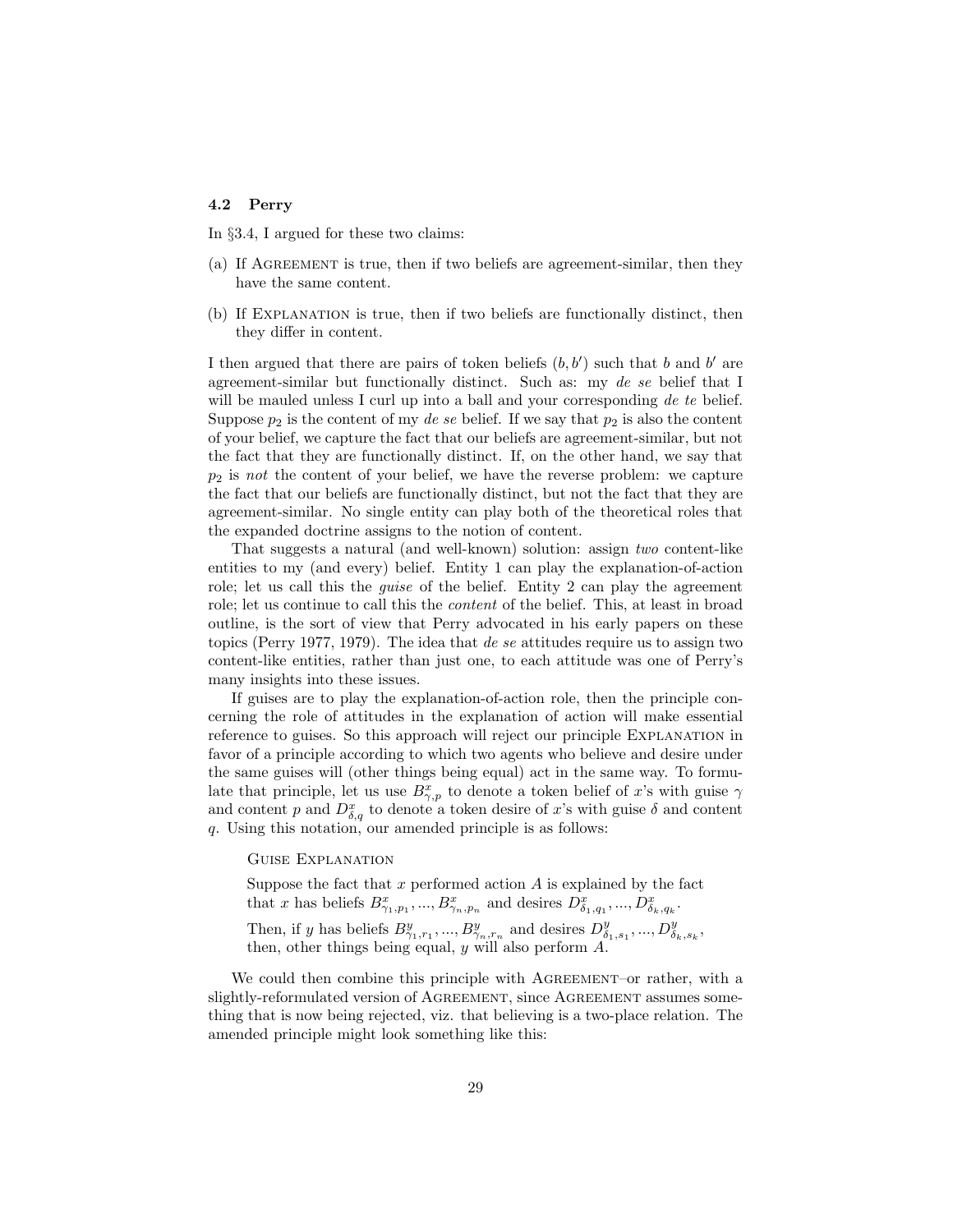### 4.2 Perry

In §3.4, I argued for these two claims:

(a) If Agreement is true, then if two beliefs are agreement-similar, then they have the same content.

(b) If Explanation is true, then if two beliefs are functionally distinct, then they differ in content.

I then argued that there are pairs of token beliefs $(b, b')$ such that $b$ and $b'$ are agreement-similar but functionally distinct. Such as: my *de se* belief that I will be mauled unless I curl up into a ball and your corresponding *de te* belief. Suppose $p_2$ is the content of my *de se* belief. If we say that $p_2$ is also the content of your belief, we capture the fact that our beliefs are agreement-similar, but not the fact that they are functionally distinct. If, on the other hand, we say that $p_2$ is *not* the content of your belief, we have the reverse problem: we capture the fact that our beliefs are functionally distinct, but not the fact that they are agreement-similar. No single entity can play both of the theoretical roles that the expanded doctrine assigns to the notion of content.

That suggests a natural (and well-known) solution: assign *two* content-like entities to my (and every) belief. Entity 1 can play the explanation-of-action role; let us call this the *guise* of the belief. Entity 2 can play the agreement role; let us continue to call this the *content* of the belief. This, at least in broad outline, is the sort of view that Perry advocated in his early papers on these topics (Perry 1977, 1979). The idea that *de se* attitudes require us to assign two content-like entities, rather than just one, to each attitude was one of Perry's many insights into these issues.

If guises are to play the explanation-of-action role, then the principle concerning the role of attitudes in the explanation of action will make essential reference to guises. So this approach will reject our principle Explanation in favor of a principle according to which two agents who believe and desire under the same guises will (other things being equal) act in the same way. To formulate that principle, let us use $B^x_{\gamma,p}$ to denote a token belief of $x$'s with guise $\gamma$ and content $p$ and $D^x_{\delta,q}$ to denote a token desire of $x$'s with guise $\delta$ and content $q$. Using this notation, our amended principle is as follows:

> Guise Explanation
>
> Suppose the fact that $x$ performed action $A$ is explained by the fact that $x$ has beliefs $B^x_{\gamma_1,p_1}, ..., B^x_{\gamma_n,p_n}$ and desires $D^x_{\delta_1,q_1}, ..., D^x_{\delta_k,q_k}$.
>
> Then, if $y$ has beliefs $B^y_{\gamma_1,r_1}, ..., B^y_{\gamma_n,r_n}$ and desires $D^y_{\delta_1,s_1}, ..., D^y_{\delta_k,s_k}$, then, other things being equal, $y$ will also perform $A$.

We could then combine this principle with Agreement–or rather, with a slightly-reformulated version of Agreement, since Agreement assumes something that is now being rejected, viz. that believing is a two-place relation. The amended principle might look something like this: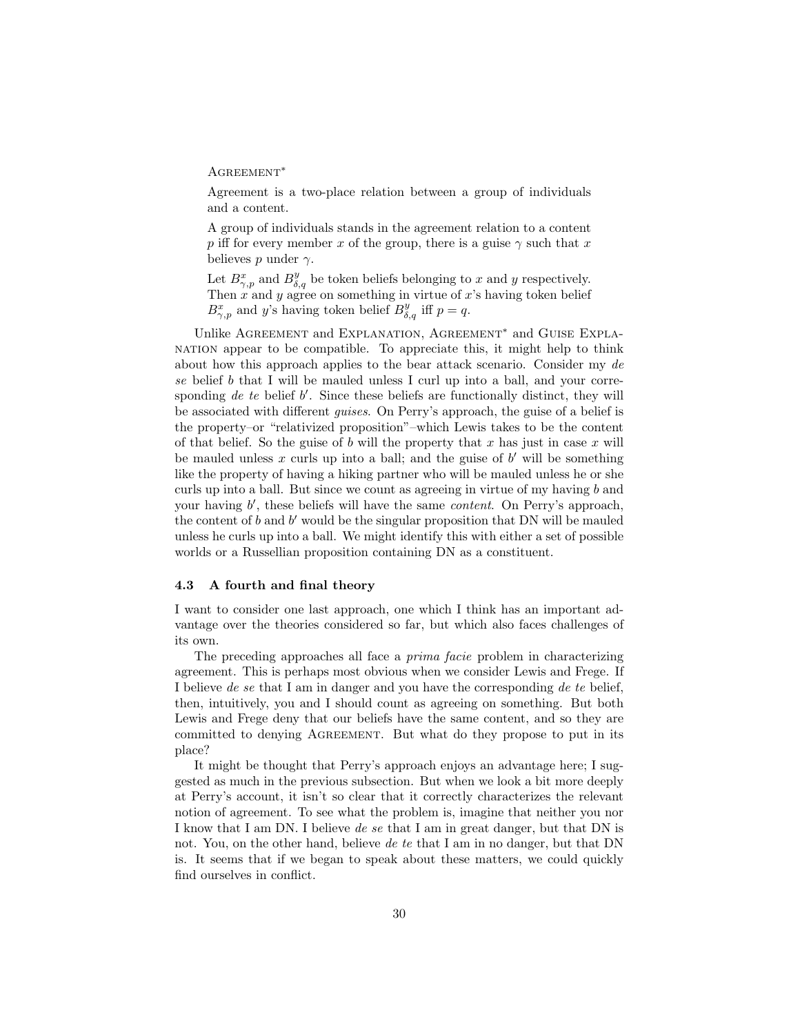Agreement*

Agreement is a two-place relation between a group of individuals and a content.

A group of individuals stands in the agreement relation to a content $p$ iff for every member $x$ of the group, there is a guise $\gamma$ such that $x$ believes $p$ under $\gamma$.

Let $B^x_{\gamma,p}$ and $B^y_{\delta,q}$ be token beliefs belonging to $x$ and $y$ respectively. Then $x$ and $y$ agree on something in virtue of $x$'s having token belief $B^x_{\gamma,p}$ and $y$'s having token belief $B^y_{\delta,q}$ iff $p = q$.

Unlike Agreement and Explanation, Agreement* and Guise Explanation appear to be compatible. To appreciate this, it might help to think about how this approach applies to the bear attack scenario. Consider my *de se* belief $b$ that I will be mauled unless I curl up into a ball, and your corresponding *de te* belief $b'$. Since these beliefs are functionally distinct, they will be associated with different *guises*. On Perry's approach, the guise of a belief is the property–or "relativized proposition"–which Lewis takes to be the content of that belief. So the guise of $b$ will the property that $x$ has just in case $x$ will be mauled unless $x$ curls up into a ball; and the guise of $b'$ will be something like the property of having a hiking partner who will be mauled unless he or she curls up into a ball. But since we count as agreeing in virtue of my having $b$ and your having $b'$, these beliefs will have the same *content*. On Perry's approach, the content of $b$ and $b'$ would be the singular proposition that DN will be mauled unless he curls up into a ball. We might identify this with either a set of possible worlds or a Russellian proposition containing DN as a constituent.

### 4.3 A fourth and final theory

I want to consider one last approach, one which I think has an important advantage over the theories considered so far, but which also faces challenges of its own.

The preceding approaches all face a *prima facie* problem in characterizing agreement. This is perhaps most obvious when we consider Lewis and Frege. If I believe *de se* that I am in danger and you have the corresponding *de te* belief, then, intuitively, you and I should count as agreeing on something. But both Lewis and Frege deny that our beliefs have the same content, and so they are committed to denying Agreement. But what do they propose to put in its place?

It might be thought that Perry's approach enjoys an advantage here; I suggested as much in the previous subsection. But when we look a bit more deeply at Perry's account, it isn't so clear that it correctly characterizes the relevant notion of agreement. To see what the problem is, imagine that neither you nor I know that I am DN. I believe *de se* that I am in great danger, but that DN is not. You, on the other hand, believe *de te* that I am in no danger, but that DN is. It seems that if we began to speak about these matters, we could quickly find ourselves in conflict.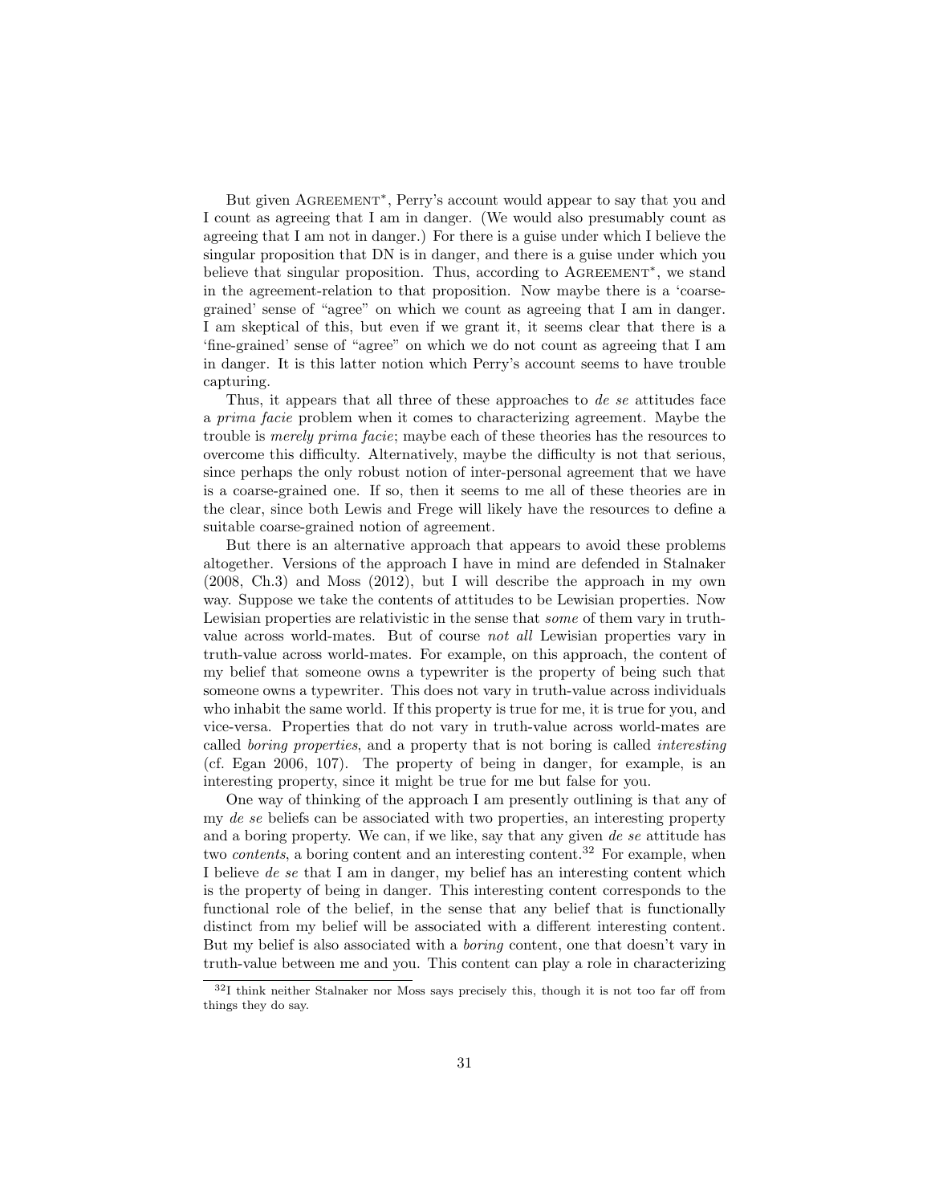But given Agreement*, Perry's account would appear to say that you and I count as agreeing that I am in danger. (We would also presumably count as agreeing that I am not in danger.) For there is a guise under which I believe the singular proposition that DN is in danger, and there is a guise under which you believe that singular proposition. Thus, according to Agreement*, we stand in the agreement-relation to that proposition. Now maybe there is a 'coarse-grained' sense of "agree" on which we count as agreeing that I am in danger. I am skeptical of this, but even if we grant it, it seems clear that there is a 'fine-grained' sense of "agree" on which we do not count as agreeing that I am in danger. It is this latter notion which Perry's account seems to have trouble capturing.

Thus, it appears that all three of these approaches to *de se* attitudes face a *prima facie* problem when it comes to characterizing agreement. Maybe the trouble is *merely prima facie*; maybe each of these theories has the resources to overcome this difficulty. Alternatively, maybe the difficulty is not that serious, since perhaps the only robust notion of inter-personal agreement that we have is a coarse-grained one. If so, then it seems to me all of these theories are in the clear, since both Lewis and Frege will likely have the resources to define a suitable coarse-grained notion of agreement.

But there is an alternative approach that appears to avoid these problems altogether. Versions of the approach I have in mind are defended in Stalnaker (2008, Ch.3) and Moss (2012), but I will describe the approach in my own way. Suppose we take the contents of attitudes to be Lewisian properties. Now Lewisian properties are relativistic in the sense that *some* of them vary in truth-value across world-mates. But of course *not all* Lewisian properties vary in truth-value across world-mates. For example, on this approach, the content of my belief that someone owns a typewriter is the property of being such that someone owns a typewriter. This does not vary in truth-value across individuals who inhabit the same world. If this property is true for me, it is true for you, and vice-versa. Properties that do not vary in truth-value across world-mates are called *boring properties*, and a property that is not boring is called *interesting* (cf. Egan 2006, 107). The property of being in danger, for example, is an interesting property, since it might be true for me but false for you.

One way of thinking of the approach I am presently outlining is that any of my *de se* beliefs can be associated with two properties, an interesting property and a boring property. We can, if we like, say that any given *de se* attitude has two *contents*, a boring content and an interesting content.[32] For example, when I believe *de se* that I am in danger, my belief has an interesting content which is the property of being in danger. This interesting content corresponds to the functional role of the belief, in the sense that any belief that is functionally distinct from my belief will be associated with a different interesting content. But my belief is also associated with a *boring* content, one that doesn't vary in truth-value between me and you. This content can play a role in characterizing

[32] I think neither Stalnaker nor Moss says precisely this, though it is not too far off from things they do say.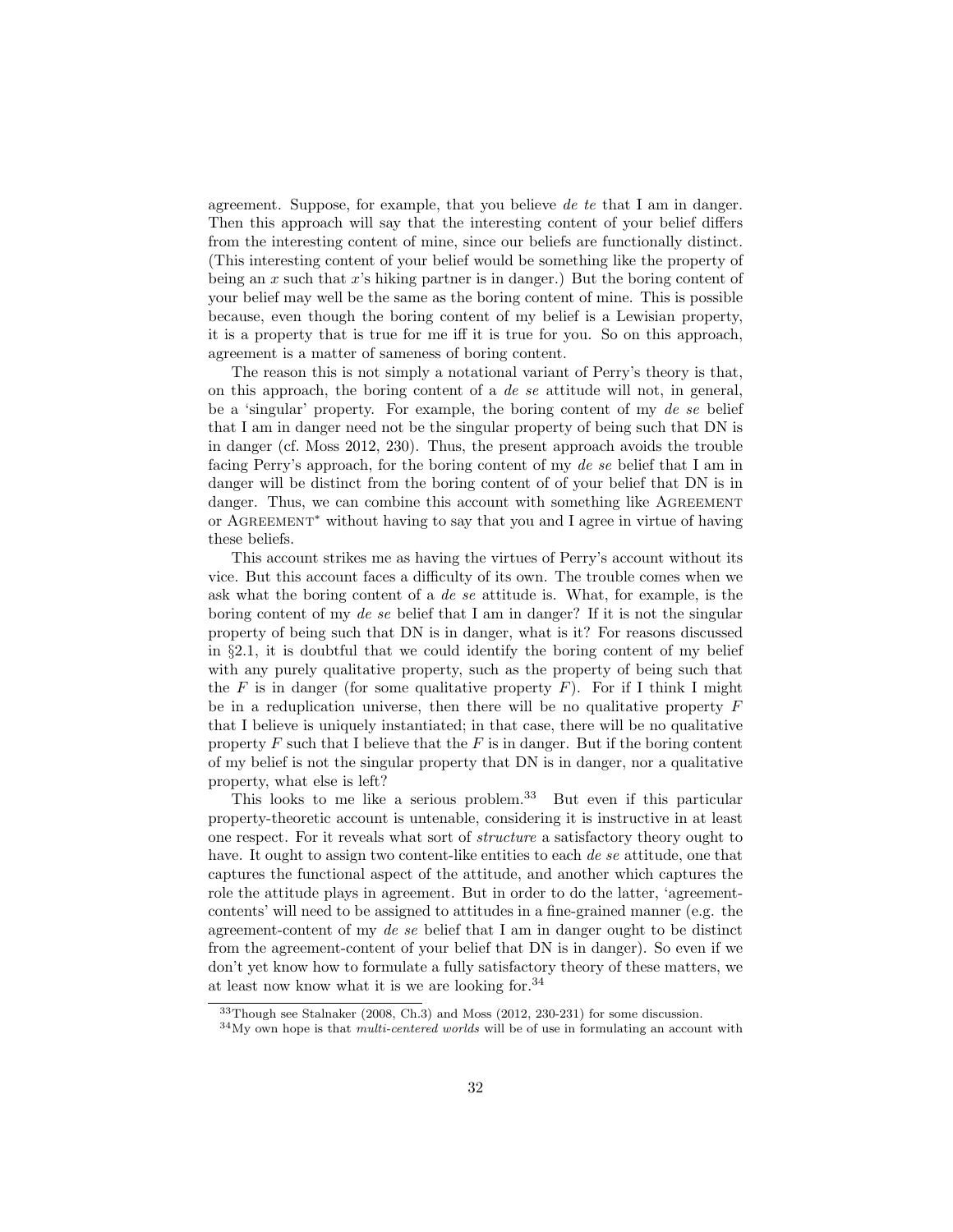agreement. Suppose, for example, that you believe *de te* that I am in danger. Then this approach will say that the interesting content of your belief differs from the interesting content of mine, since our beliefs are functionally distinct. (This interesting content of your belief would be something like the property of being an $x$ such that $x$'s hiking partner is in danger.) But the boring content of your belief may well be the same as the boring content of mine. This is possible because, even though the boring content of my belief is a Lewisian property, it is a property that is true for me iff it is true for you. So on this approach, agreement is a matter of sameness of boring content.

The reason this is not simply a notational variant of Perry's theory is that, on this approach, the boring content of a *de se* attitude will not, in general, be a 'singular' property. For example, the boring content of my *de se* belief that I am in danger need not be the singular property of being such that DN is in danger (cf. Moss 2012, 230). Thus, the present approach avoids the trouble facing Perry's approach, for the boring content of my *de se* belief that I am in danger will be distinct from the boring content of of your belief that DN is in danger. Thus, we can combine this account with something like Agreement or Agreement* without having to say that you and I agree in virtue of having these beliefs.

This account strikes me as having the virtues of Perry's account without its vice. But this account faces a difficulty of its own. The trouble comes when we ask what the boring content of a *de se* attitude is. What, for example, is the boring content of my *de se* belief that I am in danger? If it is not the singular property of being such that DN is in danger, what is it? For reasons discussed in §2.1, it is doubtful that we could identify the boring content of my belief with any purely qualitative property, such as the property of being such that the $F$ is in danger (for some qualitative property $F$). For if I think I might be in a reduplication universe, then there will be no qualitative property $F$ that I believe is uniquely instantiated; in that case, there will be no qualitative property $F$ such that I believe that the $F$ is in danger. But if the boring content of my belief is not the singular property that DN is in danger, nor a qualitative property, what else is left?

This looks to me like a serious problem.[33] But even if this particular property-theoretic account is untenable, considering it is instructive in at least one respect. For it reveals what sort of *structure* a satisfactory theory ought to have. It ought to assign two content-like entities to each *de se* attitude, one that captures the functional aspect of the attitude, and another which captures the role the attitude plays in agreement. But in order to do the latter, 'agreement-contents' will need to be assigned to attitudes in a fine-grained manner (e.g. the agreement-content of my *de se* belief that I am in danger ought to be distinct from the agreement-content of your belief that DN is in danger). So even if we don't yet know how to formulate a fully satisfactory theory of these matters, we at least now know what it is we are looking for.[34]

[33] Though see Stalnaker (2008, Ch.3) and Moss (2012, 230-231) for some discussion.

[34] My own hope is that *multi-centered worlds* will be of use in formulating an account with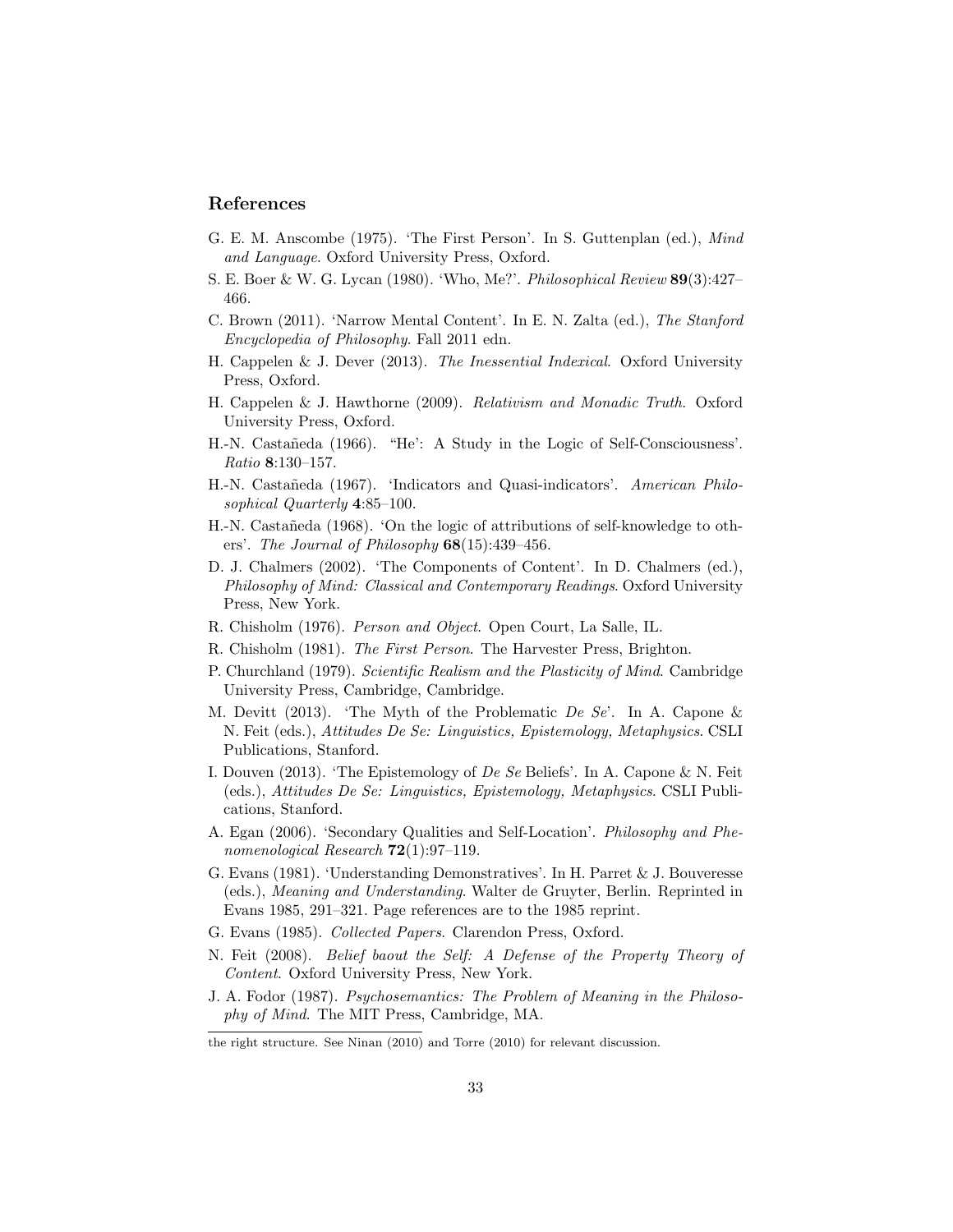## References

G. E. M. Anscombe (1975). 'The First Person'. In S. Guttenplan (ed.), *Mind and Language*. Oxford University Press, Oxford.

S. E. Boer & W. G. Lycan (1980). 'Who, Me?'. *Philosophical Review* **89**(3):427–466.

C. Brown (2011). 'Narrow Mental Content'. In E. N. Zalta (ed.), *The Stanford Encyclopedia of Philosophy*. Fall 2011 edn.

H. Cappelen & J. Dever (2013). *The Inessential Indexical*. Oxford University Press, Oxford.

H. Cappelen & J. Hawthorne (2009). *Relativism and Monadic Truth*. Oxford University Press, Oxford.

H.-N. Castañeda (1966). "He': A Study in the Logic of Self-Consciousness'. *Ratio* **8**:130–157.

H.-N. Castañeda (1967). 'Indicators and Quasi-indicators'. *American Philosophical Quarterly* **4**:85–100.

H.-N. Castañeda (1968). 'On the logic of attributions of self-knowledge to others'. *The Journal of Philosophy* **68**(15):439–456.

D. J. Chalmers (2002). 'The Components of Content'. In D. Chalmers (ed.), *Philosophy of Mind: Classical and Contemporary Readings*. Oxford University Press, New York.

R. Chisholm (1976). *Person and Object*. Open Court, La Salle, IL.

R. Chisholm (1981). *The First Person*. The Harvester Press, Brighton.

P. Churchland (1979). *Scientific Realism and the Plasticity of Mind*. Cambridge University Press, Cambridge, Cambridge.

M. Devitt (2013). 'The Myth of the Problematic *De Se*'. In A. Capone & N. Feit (eds.), *Attitudes De Se: Linguistics, Epistemology, Metaphysics*. CSLI Publications, Stanford.

I. Douven (2013). 'The Epistemology of *De Se* Beliefs'. In A. Capone & N. Feit (eds.), *Attitudes De Se: Linguistics, Epistemology, Metaphysics*. CSLI Publications, Stanford.

A. Egan (2006). 'Secondary Qualities and Self-Location'. *Philosophy and Phenomenological Research* **72**(1):97–119.

G. Evans (1981). 'Understanding Demonstratives'. In H. Parret & J. Bouveresse (eds.), *Meaning and Understanding*. Walter de Gruyter, Berlin. Reprinted in Evans 1985, 291–321. Page references are to the 1985 reprint.

G. Evans (1985). *Collected Papers*. Clarendon Press, Oxford.

N. Feit (2008). *Belief baout the Self: A Defense of the Property Theory of Content*. Oxford University Press, New York.

J. A. Fodor (1987). *Psychosemantics: The Problem of Meaning in the Philosophy of Mind*. The MIT Press, Cambridge, MA.

---

the right structure. See Ninan (2010) and Torre (2010) for relevant discussion.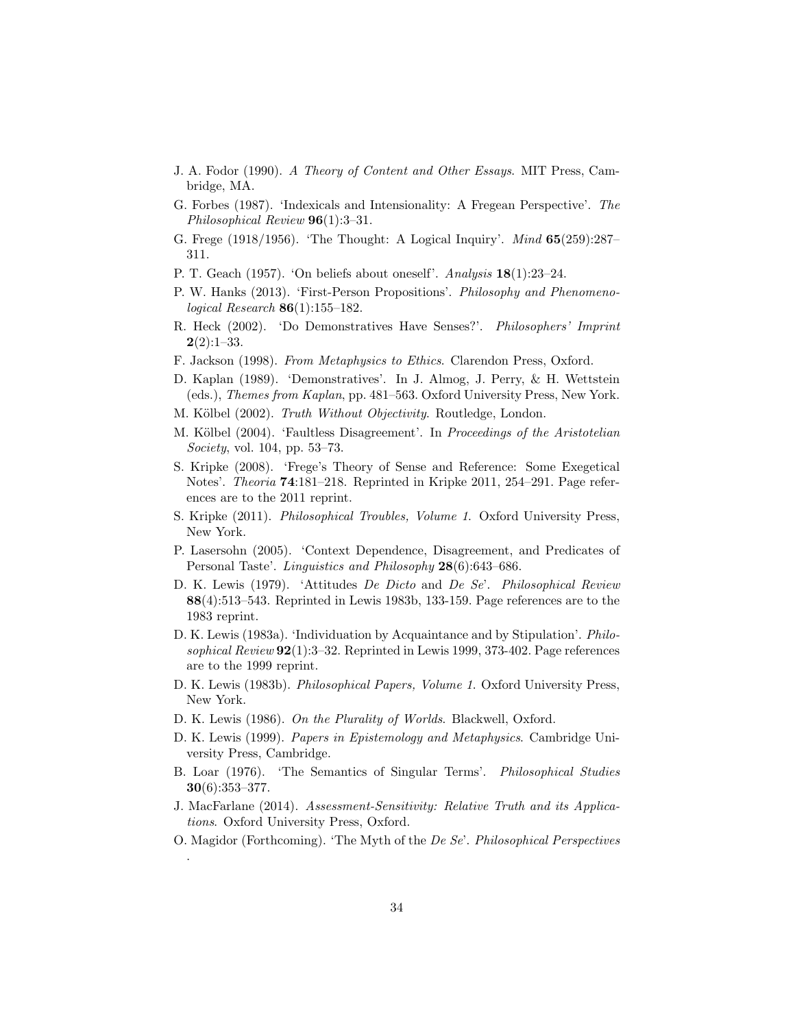J. A. Fodor (1990). *A Theory of Content and Other Essays*. MIT Press, Cambridge, MA.

G. Forbes (1987). 'Indexicals and Intensionality: A Fregean Perspective'. *The Philosophical Review* **96**(1):3–31.

G. Frege (1918/1956). 'The Thought: A Logical Inquiry'. *Mind* **65**(259):287–311.

P. T. Geach (1957). 'On beliefs about oneself'. *Analysis* **18**(1):23–24.

P. W. Hanks (2013). 'First-Person Propositions'. *Philosophy and Phenomenological Research* **86**(1):155–182.

R. Heck (2002). 'Do Demonstratives Have Senses?'. *Philosophers' Imprint* **2**(2):1–33.

F. Jackson (1998). *From Metaphysics to Ethics*. Clarendon Press, Oxford.

D. Kaplan (1989). 'Demonstratives'. In J. Almog, J. Perry, & H. Wettstein (eds.), *Themes from Kaplan*, pp. 481–563. Oxford University Press, New York.

M. Kölbel (2002). *Truth Without Objectivity*. Routledge, London.

M. Kölbel (2004). 'Faultless Disagreement'. In *Proceedings of the Aristotelian Society*, vol. 104, pp. 53–73.

S. Kripke (2008). 'Frege's Theory of Sense and Reference: Some Exegetical Notes'. *Theoria* **74**:181–218. Reprinted in Kripke 2011, 254–291. Page references are to the 2011 reprint.

S. Kripke (2011). *Philosophical Troubles, Volume 1*. Oxford University Press, New York.

P. Lasersohn (2005). 'Context Dependence, Disagreement, and Predicates of Personal Taste'. *Linguistics and Philosophy* **28**(6):643–686.

D. K. Lewis (1979). 'Attitudes *De Dicto* and *De Se*'. *Philosophical Review* **88**(4):513–543. Reprinted in Lewis 1983b, 133-159. Page references are to the 1983 reprint.

D. K. Lewis (1983a). 'Individuation by Acquaintance and by Stipulation'. *Philosophical Review* **92**(1):3–32. Reprinted in Lewis 1999, 373-402. Page references are to the 1999 reprint.

D. K. Lewis (1983b). *Philosophical Papers, Volume 1*. Oxford University Press, New York.

D. K. Lewis (1986). *On the Plurality of Worlds*. Blackwell, Oxford.

D. K. Lewis (1999). *Papers in Epistemology and Metaphysics*. Cambridge University Press, Cambridge.

B. Loar (1976). 'The Semantics of Singular Terms'. *Philosophical Studies* **30**(6):353–377.

J. MacFarlane (2014). *Assessment-Sensitivity: Relative Truth and its Applications*. Oxford University Press, Oxford.

O. Magidor (Forthcoming). 'The Myth of the *De Se*'. *Philosophical Perspectives* .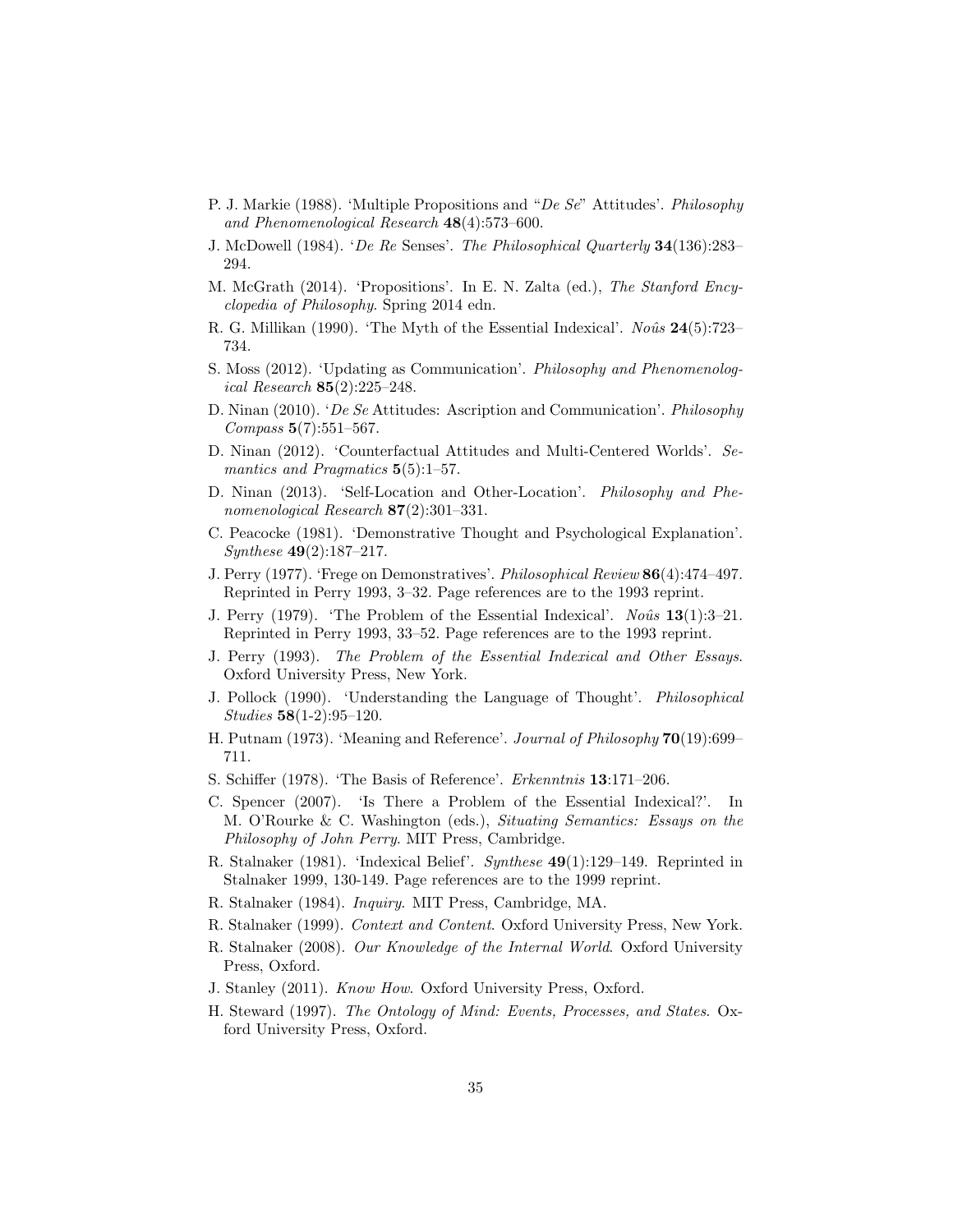P. J. Markie (1988). 'Multiple Propositions and "*De Se*" Attitudes'. *Philosophy and Phenomenological Research* **48**(4):573–600.

J. McDowell (1984). '*De Re* Senses'. *The Philosophical Quarterly* **34**(136):283–294.

M. McGrath (2014). 'Propositions'. In E. N. Zalta (ed.), *The Stanford Encyclopedia of Philosophy*. Spring 2014 edn.

R. G. Millikan (1990). 'The Myth of the Essential Indexical'. *Noûs* **24**(5):723–734.

S. Moss (2012). 'Updating as Communication'. *Philosophy and Phenomenological Research* **85**(2):225–248.

D. Ninan (2010). '*De Se* Attitudes: Ascription and Communication'. *Philosophy Compass* **5**(7):551–567.

D. Ninan (2012). 'Counterfactual Attitudes and Multi-Centered Worlds'. *Semantics and Pragmatics* **5**(5):1–57.

D. Ninan (2013). 'Self-Location and Other-Location'. *Philosophy and Phenomenological Research* **87**(2):301–331.

C. Peacocke (1981). 'Demonstrative Thought and Psychological Explanation'. *Synthese* **49**(2):187–217.

J. Perry (1977). 'Frege on Demonstratives'. *Philosophical Review* **86**(4):474–497. Reprinted in Perry 1993, 3–32. Page references are to the 1993 reprint.

J. Perry (1979). 'The Problem of the Essential Indexical'. *Noûs* **13**(1):3–21. Reprinted in Perry 1993, 33–52. Page references are to the 1993 reprint.

J. Perry (1993). *The Problem of the Essential Indexical and Other Essays*. Oxford University Press, New York.

J. Pollock (1990). 'Understanding the Language of Thought'. *Philosophical Studies* **58**(1-2):95–120.

H. Putnam (1973). 'Meaning and Reference'. *Journal of Philosophy* **70**(19):699–711.

S. Schiffer (1978). 'The Basis of Reference'. *Erkenntnis* **13**:171–206.

C. Spencer (2007). 'Is There a Problem of the Essential Indexical?'. In M. O'Rourke & C. Washington (eds.), *Situating Semantics: Essays on the Philosophy of John Perry*. MIT Press, Cambridge.

R. Stalnaker (1981). 'Indexical Belief'. *Synthese* **49**(1):129–149. Reprinted in Stalnaker 1999, 130-149. Page references are to the 1999 reprint.

R. Stalnaker (1984). *Inquiry*. MIT Press, Cambridge, MA.

R. Stalnaker (1999). *Context and Content*. Oxford University Press, New York.

R. Stalnaker (2008). *Our Knowledge of the Internal World*. Oxford University Press, Oxford.

J. Stanley (2011). *Know How*. Oxford University Press, Oxford.

H. Steward (1997). *The Ontology of Mind: Events, Processes, and States*. Oxford University Press, Oxford.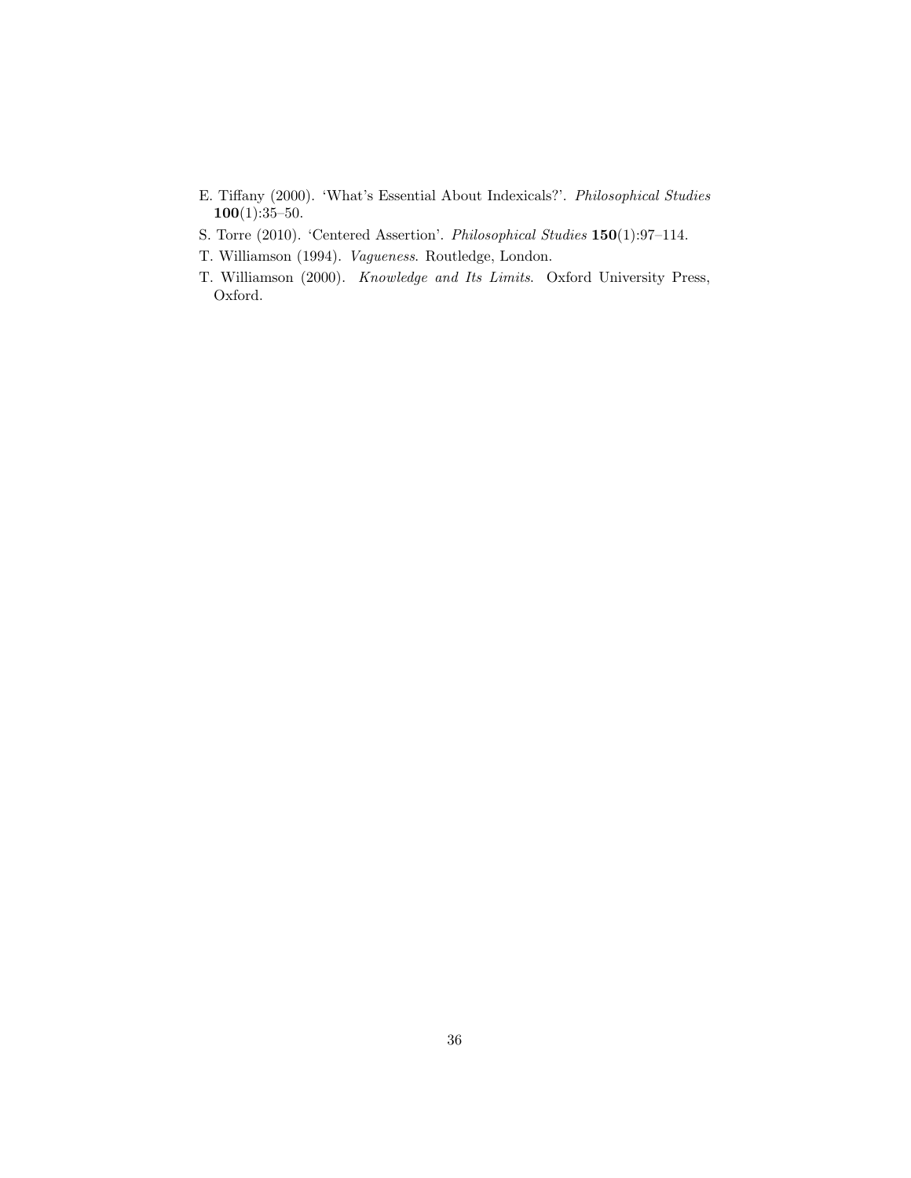E. Tiffany (2000). 'What's Essential About Indexicals?'. *Philosophical Studies* **100**(1):35–50.

S. Torre (2010). 'Centered Assertion'. *Philosophical Studies* **150**(1):97–114.

T. Williamson (1994). *Vagueness*. Routledge, London.

T. Williamson (2000). *Knowledge and Its Limits*. Oxford University Press, Oxford.